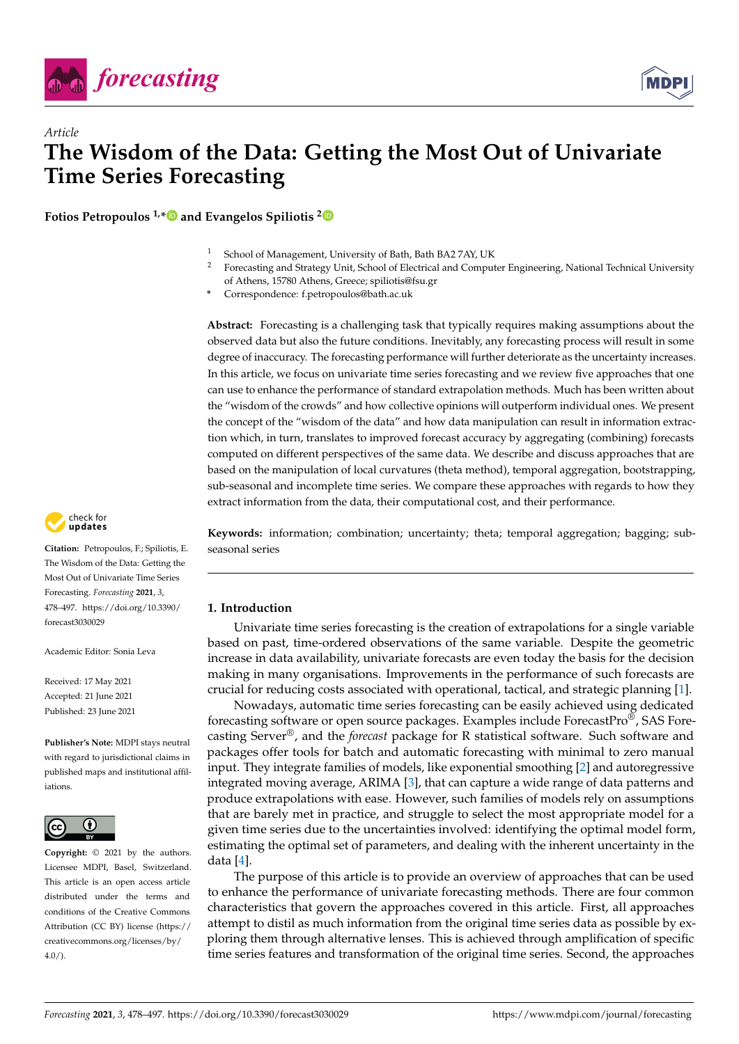Article

# The Wisdom of the Data: Getting the Most Out of Univariate Time Series Forecasting

**Fotios Petropoulos [1,*] and Evangelos Spiliotis [2]**

[1] School of Management, University of Bath, Bath BA2 7AY, UK
[2] Forecasting and Strategy Unit, School of Electrical and Computer Engineering, National Technical University of Athens, 15780 Athens, Greece; spiliotis@fsu.gr
[*] Correspondence: f.petropoulos@bath.ac.uk

**Abstract:** Forecasting is a challenging task that typically requires making assumptions about the observed data but also the future conditions. Inevitably, any forecasting process will result in some degree of inaccuracy. The forecasting performance will further deteriorate as the uncertainty increases. In this article, we focus on univariate time series forecasting and we review five approaches that one can use to enhance the performance of standard extrapolation methods. Much has been written about the "wisdom of the crowds" and how collective opinions will outperform individual ones. We present the concept of the "wisdom of the data" and how data manipulation can result in information extraction which, in turn, translates to improved forecast accuracy by aggregating (combining) forecasts computed on different perspectives of the same data. We describe and discuss approaches that are based on the manipulation of local curvatures (theta method), temporal aggregation, bootstrapping, sub-seasonal and incomplete time series. We compare these approaches with regards to how they extract information from the data, their computational cost, and their performance.

**Keywords:** information; combination; uncertainty; theta; temporal aggregation; bagging; sub-seasonal series

**Citation:** Petropoulos, F.; Spiliotis, E. The Wisdom of the Data: Getting the Most Out of Univariate Time Series Forecasting. *Forecasting* **2021**, *3*, 478–497. https://doi.org/10.3390/forecast3030029

Academic Editor: Sonia Leva

Received: 17 May 2021
Accepted: 21 June 2021
Published: 23 June 2021

**Publisher's Note:** MDPI stays neutral with regard to jurisdictional claims in published maps and institutional affiliations.

**Copyright:** © 2021 by the authors. Licensee MDPI, Basel, Switzerland. This article is an open access article distributed under the terms and conditions of the Creative Commons Attribution (CC BY) license (https://creativecommons.org/licenses/by/4.0/).

## 1. Introduction

Univariate time series forecasting is the creation of extrapolations for a single variable based on past, time-ordered observations of the same variable. Despite the geometric increase in data availability, univariate forecasts are even today the basis for the decision making in many organisations. Improvements in the performance of such forecasts are crucial for reducing costs associated with operational, tactical, and strategic planning [1].

Nowadays, automatic time series forecasting can be easily achieved using dedicated forecasting software or open source packages. Examples include ForecastPro®, SAS Forecasting Server®, and the *forecast* package for R statistical software. Such software and packages offer tools for batch and automatic forecasting with minimal to zero manual input. They integrate families of models, like exponential smoothing [2] and autoregressive integrated moving average, ARIMA [3], that can capture a wide range of data patterns and produce extrapolations with ease. However, such families of models rely on assumptions that are barely met in practice, and struggle to select the most appropriate model for a given time series due to the uncertainties involved: identifying the optimal model form, estimating the optimal set of parameters, and dealing with the inherent uncertainty in the data [4].

The purpose of this article is to provide an overview of approaches that can be used to enhance the performance of univariate forecasting methods. There are four common characteristics that govern the approaches covered in this article. First, all approaches attempt to distil as much information from the original time series data as possible by exploring them through alternative lenses. This is achieved through amplification of specific time series features and transformation of the original time series. Second, the approaches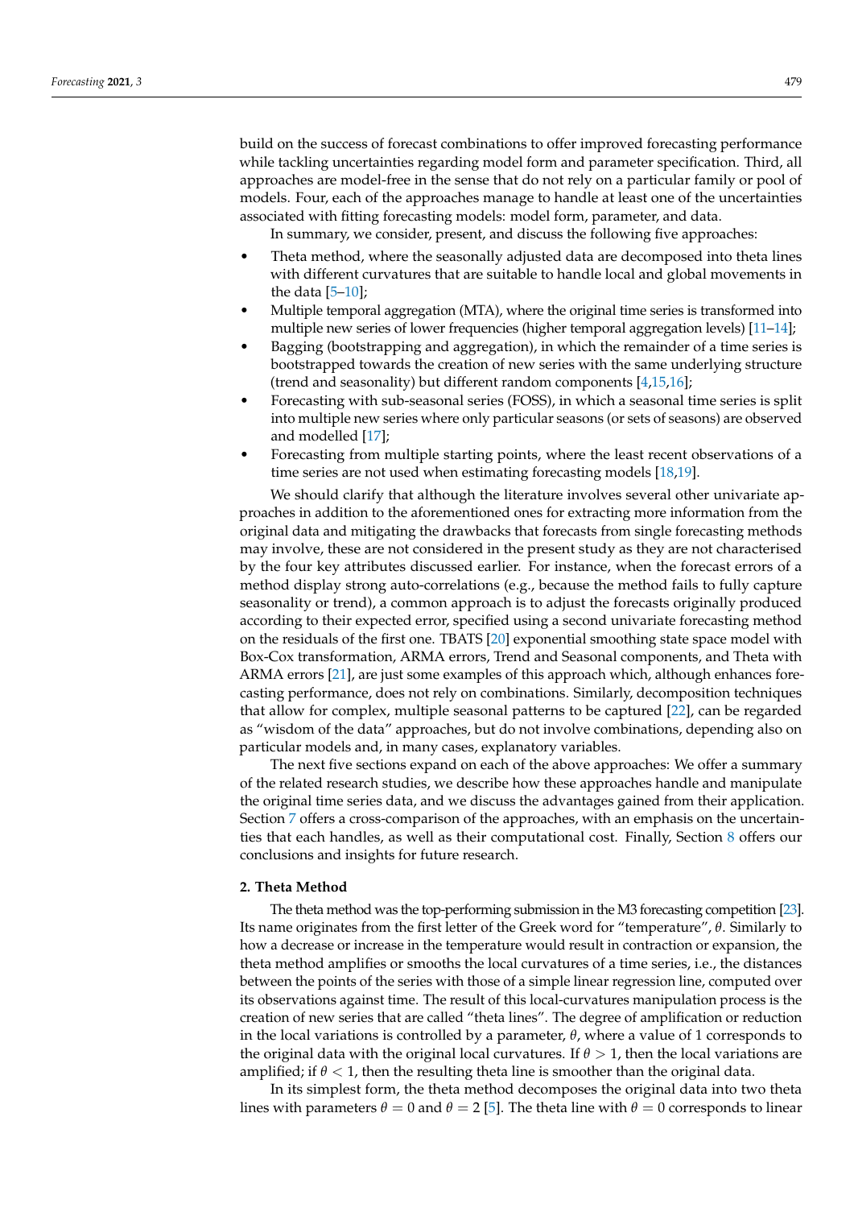build on the success of forecast combinations to offer improved forecasting performance while tackling uncertainties regarding model form and parameter specification. Third, all approaches are model-free in the sense that do not rely on a particular family or pool of models. Four, each of the approaches manage to handle at least one of the uncertainties associated with fitting forecasting models: model form, parameter, and data.

In summary, we consider, present, and discuss the following five approaches:

- Theta method, where the seasonally adjusted data are decomposed into theta lines with different curvatures that are suitable to handle local and global movements in the data [5–10];
- Multiple temporal aggregation (MTA), where the original time series is transformed into multiple new series of lower frequencies (higher temporal aggregation levels) [11–14];
- Bagging (bootstrapping and aggregation), in which the remainder of a time series is bootstrapped towards the creation of new series with the same underlying structure (trend and seasonality) but different random components [4,15,16];
- Forecasting with sub-seasonal series (FOSS), in which a seasonal time series is split into multiple new series where only particular seasons (or sets of seasons) are observed and modelled [17];
- Forecasting from multiple starting points, where the least recent observations of a time series are not used when estimating forecasting models [18,19].

We should clarify that although the literature involves several other univariate approaches in addition to the aforementioned ones for extracting more information from the original data and mitigating the drawbacks that forecasts from single forecasting methods may involve, these are not considered in the present study as they are not characterised by the four key attributes discussed earlier. For instance, when the forecast errors of a method display strong auto-correlations (e.g., because the method fails to fully capture seasonality or trend), a common approach is to adjust the forecasts originally produced according to their expected error, specified using a second univariate forecasting method on the residuals of the first one. TBATS [20] exponential smoothing state space model with Box-Cox transformation, ARMA errors, Trend and Seasonal components, and Theta with ARMA errors [21], are just some examples of this approach which, although enhances forecasting performance, does not rely on combinations. Similarly, decomposition techniques that allow for complex, multiple seasonal patterns to be captured [22], can be regarded as "wisdom of the data" approaches, but do not involve combinations, depending also on particular models and, in many cases, explanatory variables.

The next five sections expand on each of the above approaches: We offer a summary of the related research studies, we describe how these approaches handle and manipulate the original time series data, and we discuss the advantages gained from their application. Section 7 offers a cross-comparison of the approaches, with an emphasis on the uncertainties that each handles, as well as their computational cost. Finally, Section 8 offers our conclusions and insights for future research.

## 2. Theta Method

The theta method was the top-performing submission in the M3 forecasting competition [23]. Its name originates from the first letter of the Greek word for "temperature", $\theta$. Similarly to how a decrease or increase in the temperature would result in contraction or expansion, the theta method amplifies or smooths the local curvatures of a time series, i.e., the distances between the points of the series with those of a simple linear regression line, computed over its observations against time. The result of this local-curvatures manipulation process is the creation of new series that are called "theta lines". The degree of amplification or reduction in the local variations is controlled by a parameter, $\theta$, where a value of 1 corresponds to the original data with the original local curvatures. If $\theta > 1$, then the local variations are amplified; if $\theta < 1$, then the resulting theta line is smoother than the original data.

In its simplest form, the theta method decomposes the original data into two theta lines with parameters $\theta = 0$ and $\theta = 2$ [5]. The theta line with $\theta = 0$ corresponds to linear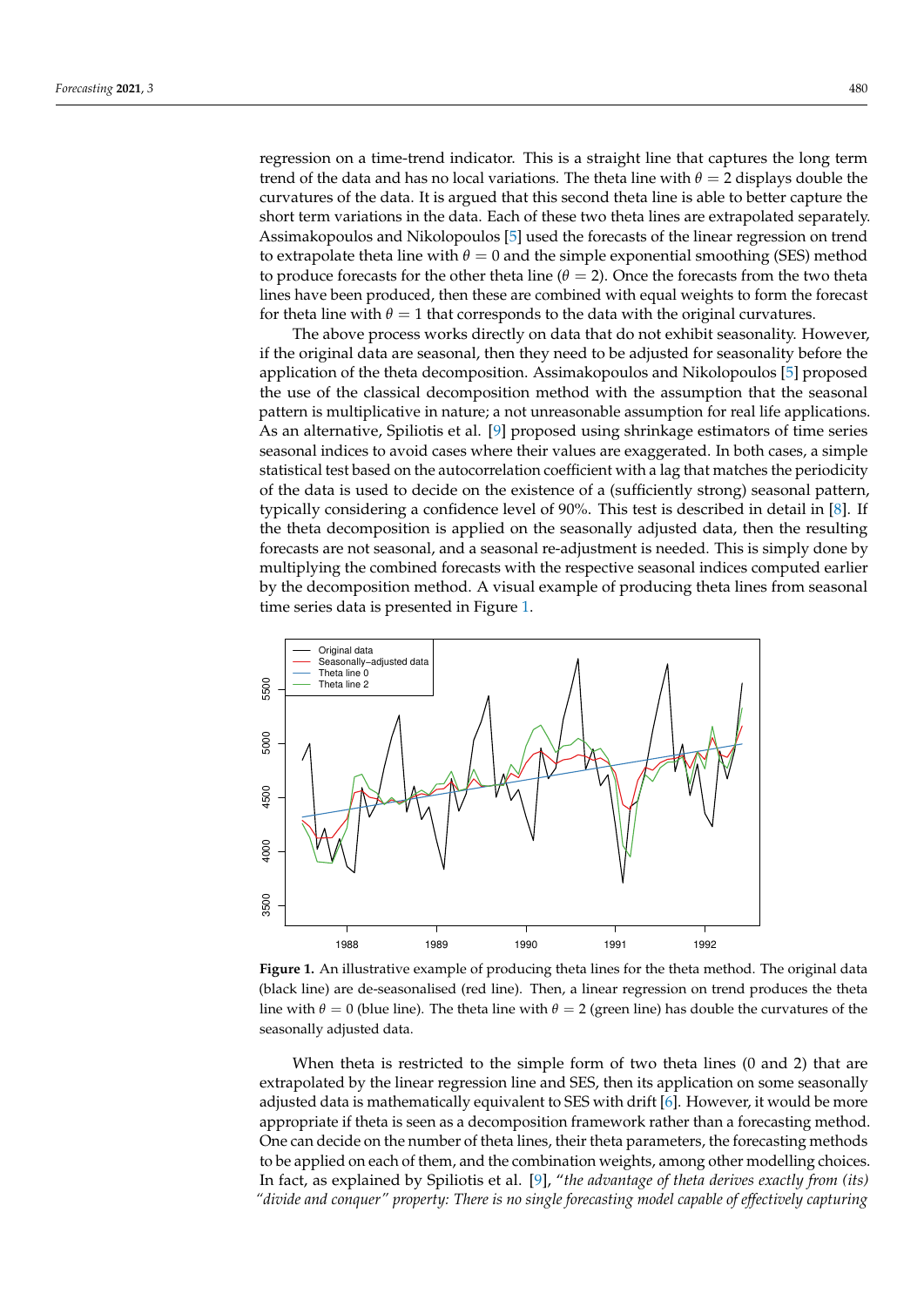regression on a time-trend indicator. This is a straight line that captures the long term trend of the data and has no local variations. The theta line with $\theta = 2$ displays double the curvatures of the data. It is argued that this second theta line is able to better capture the short term variations in the data. Each of these two theta lines are extrapolated separately. Assimakopoulos and Nikolopoulos [5] used the forecasts of the linear regression on trend to extrapolate theta line with $\theta = 0$ and the simple exponential smoothing (SES) method to produce forecasts for the other theta line ($\theta = 2$). Once the forecasts from the two theta lines have been produced, then these are combined with equal weights to form the forecast for theta line with $\theta = 1$ that corresponds to the data with the original curvatures.

The above process works directly on data that do not exhibit seasonality. However, if the original data are seasonal, then they need to be adjusted for seasonality before the application of the theta decomposition. Assimakopoulos and Nikolopoulos [5] proposed the use of the classical decomposition method with the assumption that the seasonal pattern is multiplicative in nature; a not unreasonable assumption for real life applications. As an alternative, Spiliotis et al. [9] proposed using shrinkage estimators of time series seasonal indices to avoid cases where their values are exaggerated. In both cases, a simple statistical test based on the autocorrelation coefficient with a lag that matches the periodicity of the data is used to decide on the existence of a (sufficiently strong) seasonal pattern, typically considering a confidence level of 90%. This test is described in detail in [8]. If the theta decomposition is applied on the seasonally adjusted data, then the resulting forecasts are not seasonal, and a seasonal re-adjustment is needed. This is simply done by multiplying the combined forecasts with the respective seasonal indices computed earlier by the decomposition method. A visual example of producing theta lines from seasonal time series data is presented in Figure 1.

**Figure 1.** An illustrative example of producing theta lines for the theta method. The original data (black line) are de-seasonalised (red line). Then, a linear regression on trend produces the theta line with $\theta = 0$ (blue line). The theta line with $\theta = 2$ (green line) has double the curvatures of the seasonally adjusted data.

When theta is restricted to the simple form of two theta lines (0 and 2) that are extrapolated by the linear regression line and SES, then its application on some seasonally adjusted data is mathematically equivalent to SES with drift [6]. However, it would be more appropriate if theta is seen as a decomposition framework rather than a forecasting method. One can decide on the number of theta lines, their theta parameters, the forecasting methods to be applied on each of them, and the combination weights, among other modelling choices. In fact, as explained by Spiliotis et al. [9], "*the advantage of theta derives exactly from (its) "divide and conquer" property: There is no single forecasting model capable of effectively capturing*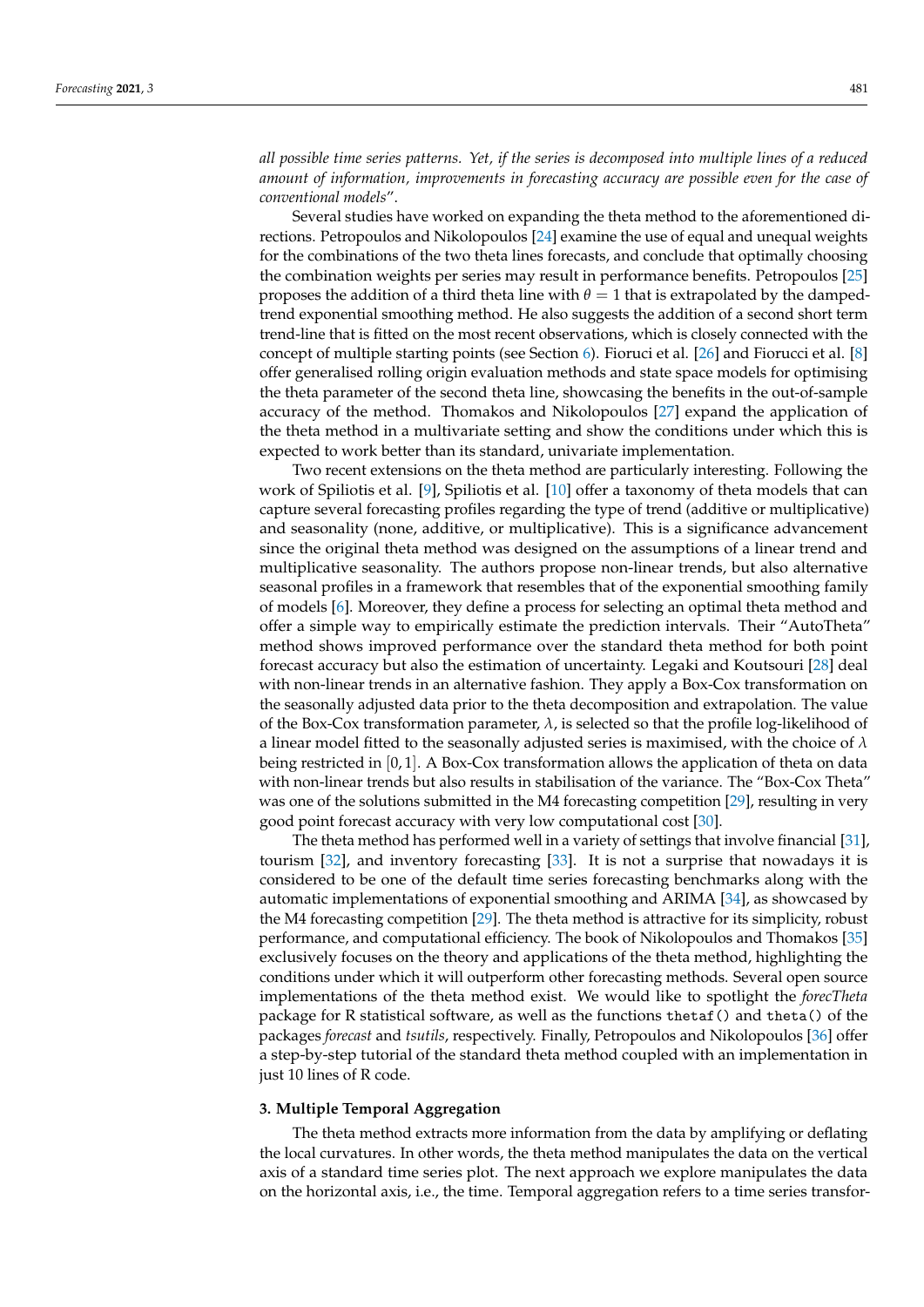*all possible time series patterns. Yet, if the series is decomposed into multiple lines of a reduced amount of information, improvements in forecasting accuracy are possible even for the case of conventional models*".

Several studies have worked on expanding the theta method to the aforementioned directions. Petropoulos and Nikolopoulos [24] examine the use of equal and unequal weights for the combinations of the two theta lines forecasts, and conclude that optimally choosing the combination weights per series may result in performance benefits. Petropoulos [25] proposes the addition of a third theta line with $\theta = 1$ that is extrapolated by the damped-trend exponential smoothing method. He also suggests the addition of a second short term trend-line that is fitted on the most recent observations, which is closely connected with the concept of multiple starting points (see Section 6). Fioruci et al. [26] and Fiorucci et al. [8] offer generalised rolling origin evaluation methods and state space models for optimising the theta parameter of the second theta line, showcasing the benefits in the out-of-sample accuracy of the method. Thomakos and Nikolopoulos [27] expand the application of the theta method in a multivariate setting and show the conditions under which this is expected to work better than its standard, univariate implementation.

Two recent extensions on the theta method are particularly interesting. Following the work of Spiliotis et al. [9], Spiliotis et al. [10] offer a taxonomy of theta models that can capture several forecasting profiles regarding the type of trend (additive or multiplicative) and seasonality (none, additive, or multiplicative). This is a significance advancement since the original theta method was designed on the assumptions of a linear trend and multiplicative seasonality. The authors propose non-linear trends, but also alternative seasonal profiles in a framework that resembles that of the exponential smoothing family of models [6]. Moreover, they define a process for selecting an optimal theta method and offer a simple way to empirically estimate the prediction intervals. Their "AutoTheta" method shows improved performance over the standard theta method for both point forecast accuracy but also the estimation of uncertainty. Legaki and Koutsouri [28] deal with non-linear trends in an alternative fashion. They apply a Box-Cox transformation on the seasonally adjusted data prior to the theta decomposition and extrapolation. The value of the Box-Cox transformation parameter, $\lambda$, is selected so that the profile log-likelihood of a linear model fitted to the seasonally adjusted series is maximised, with the choice of $\lambda$ being restricted in $[0, 1]$. A Box-Cox transformation allows the application of theta on data with non-linear trends but also results in stabilisation of the variance. The "Box-Cox Theta" was one of the solutions submitted in the M4 forecasting competition [29], resulting in very good point forecast accuracy with very low computational cost [30].

The theta method has performed well in a variety of settings that involve financial [31], tourism [32], and inventory forecasting [33]. It is not a surprise that nowadays it is considered to be one of the default time series forecasting benchmarks along with the automatic implementations of exponential smoothing and ARIMA [34], as showcased by the M4 forecasting competition [29]. The theta method is attractive for its simplicity, robust performance, and computational efficiency. The book of Nikolopoulos and Thomakos [35] exclusively focuses on the theory and applications of the theta method, highlighting the conditions under which it will outperform other forecasting methods. Several open source implementations of the theta method exist. We would like to spotlight the *forecTheta* package for R statistical software, as well as the functions `thetaf()` and `theta()` of the packages *forecast* and *tsutils*, respectively. Finally, Petropoulos and Nikolopoulos [36] offer a step-by-step tutorial of the standard theta method coupled with an implementation in just 10 lines of R code.

### 3. Multiple Temporal Aggregation

The theta method extracts more information from the data by amplifying or deflating the local curvatures. In other words, the theta method manipulates the data on the vertical axis of a standard time series plot. The next approach we explore manipulates the data on the horizontal axis, i.e., the time. Temporal aggregation refers to a time series transfor-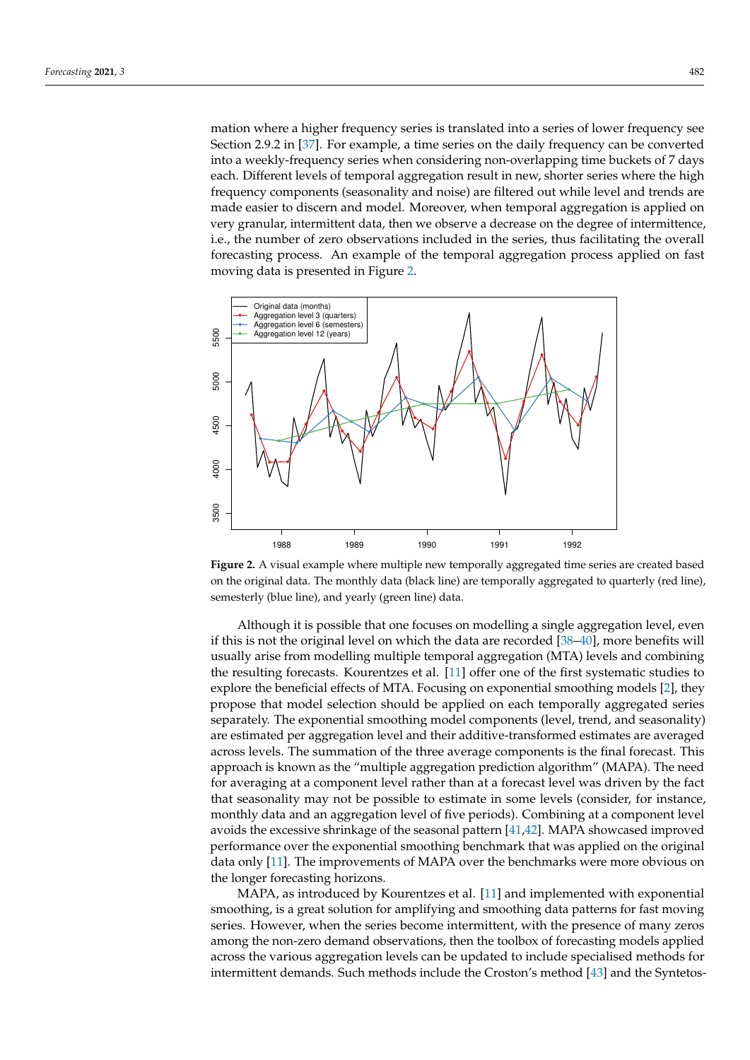mation where a higher frequency series is translated into a series of lower frequency see Section 2.9.2 in [37]. For example, a time series on the daily frequency can be converted into a weekly-frequency series when considering non-overlapping time buckets of 7 days each. Different levels of temporal aggregation result in new, shorter series where the high frequency components (seasonality and noise) are filtered out while level and trends are made easier to discern and model. Moreover, when temporal aggregation is applied on very granular, intermittent data, then we observe a decrease on the degree of intermittence, i.e., the number of zero observations included in the series, thus facilitating the overall forecasting process. An example of the temporal aggregation process applied on fast moving data is presented in Figure 2.

**Figure 2.** A visual example where multiple new temporally aggregated time series are created based on the original data. The monthly data (black line) are temporally aggregated to quarterly (red line), semesterly (blue line), and yearly (green line) data.

Although it is possible that one focuses on modelling a single aggregation level, even if this is not the original level on which the data are recorded [38–40], more benefits will usually arise from modelling multiple temporal aggregation (MTA) levels and combining the resulting forecasts. Kourentzes et al. [11] offer one of the first systematic studies to explore the beneficial effects of MTA. Focusing on exponential smoothing models [2], they propose that model selection should be applied on each temporally aggregated series separately. The exponential smoothing model components (level, trend, and seasonality) are estimated per aggregation level and their additive-transformed estimates are averaged across levels. The summation of the three average components is the final forecast. This approach is known as the "multiple aggregation prediction algorithm" (MAPA). The need for averaging at a component level rather than at a forecast level was driven by the fact that seasonality may not be possible to estimate in some levels (consider, for instance, monthly data and an aggregation level of five periods). Combining at a component level avoids the excessive shrinkage of the seasonal pattern [41,42]. MAPA showcased improved performance over the exponential smoothing benchmark that was applied on the original data only [11]. The improvements of MAPA over the benchmarks were more obvious on the longer forecasting horizons.

MAPA, as introduced by Kourentzes et al. [11] and implemented with exponential smoothing, is a great solution for amplifying and smoothing data patterns for fast moving series. However, when the series become intermittent, with the presence of many zeros among the non-zero demand observations, then the toolbox of forecasting models applied across the various aggregation levels can be updated to include specialised methods for intermittent demands. Such methods include the Croston's method [43] and the Syntetos-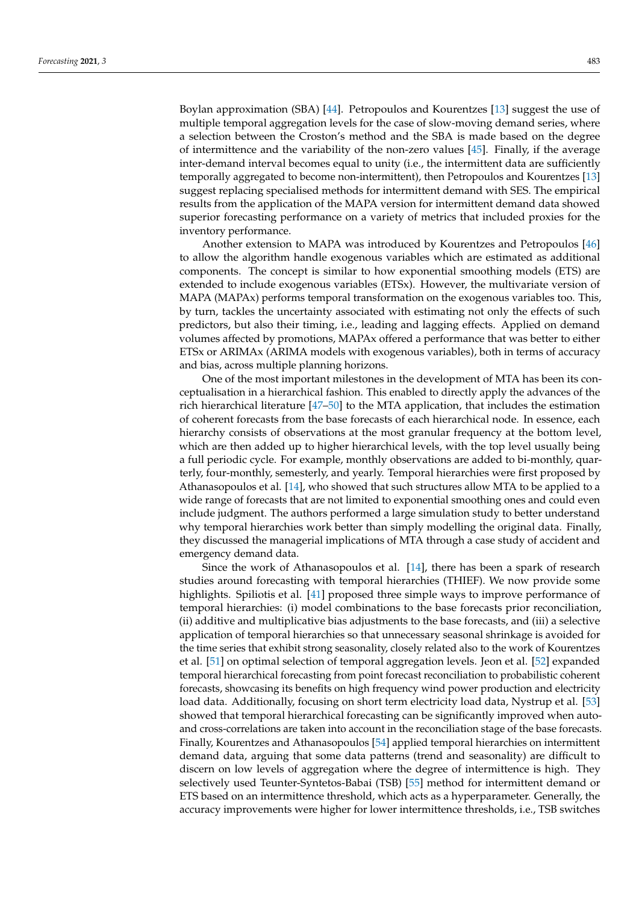Boylan approximation (SBA) [44]. Petropoulos and Kourentzes [13] suggest the use of multiple temporal aggregation levels for the case of slow-moving demand series, where a selection between the Croston's method and the SBA is made based on the degree of intermittence and the variability of the non-zero values [45]. Finally, if the average inter-demand interval becomes equal to unity (i.e., the intermittent data are sufficiently temporally aggregated to become non-intermittent), then Petropoulos and Kourentzes [13] suggest replacing specialised methods for intermittent demand with SES. The empirical results from the application of the MAPA version for intermittent demand data showed superior forecasting performance on a variety of metrics that included proxies for the inventory performance.

Another extension to MAPA was introduced by Kourentzes and Petropoulos [46] to allow the algorithm handle exogenous variables which are estimated as additional components. The concept is similar to how exponential smoothing models (ETS) are extended to include exogenous variables (ETSx). However, the multivariate version of MAPA (MAPAx) performs temporal transformation on the exogenous variables too. This, by turn, tackles the uncertainty associated with estimating not only the effects of such predictors, but also their timing, i.e., leading and lagging effects. Applied on demand volumes affected by promotions, MAPAx offered a performance that was better to either ETSx or ARIMAx (ARIMA models with exogenous variables), both in terms of accuracy and bias, across multiple planning horizons.

One of the most important milestones in the development of MTA has been its conceptualisation in a hierarchical fashion. This enabled to directly apply the advances of the rich hierarchical literature [47–50] to the MTA application, that includes the estimation of coherent forecasts from the base forecasts of each hierarchical node. In essence, each hierarchy consists of observations at the most granular frequency at the bottom level, which are then added up to higher hierarchical levels, with the top level usually being a full periodic cycle. For example, monthly observations are added to bi-monthly, quarterly, four-monthly, semesterly, and yearly. Temporal hierarchies were first proposed by Athanasopoulos et al. [14], who showed that such structures allow MTA to be applied to a wide range of forecasts that are not limited to exponential smoothing ones and could even include judgment. The authors performed a large simulation study to better understand why temporal hierarchies work better than simply modelling the original data. Finally, they discussed the managerial implications of MTA through a case study of accident and emergency demand data.

Since the work of Athanasopoulos et al. [14], there has been a spark of research studies around forecasting with temporal hierarchies (THIEF). We now provide some highlights. Spiliotis et al. [41] proposed three simple ways to improve performance of temporal hierarchies: (i) model combinations to the base forecasts prior reconciliation, (ii) additive and multiplicative bias adjustments to the base forecasts, and (iii) a selective application of temporal hierarchies so that unnecessary seasonal shrinkage is avoided for the time series that exhibit strong seasonality, closely related also to the work of Kourentzes et al. [51] on optimal selection of temporal aggregation levels. Jeon et al. [52] expanded temporal hierarchical forecasting from point forecast reconciliation to probabilistic coherent forecasts, showcasing its benefits on high frequency wind power production and electricity load data. Additionally, focusing on short term electricity load data, Nystrup et al. [53] showed that temporal hierarchical forecasting can be significantly improved when auto- and cross-correlations are taken into account in the reconciliation stage of the base forecasts. Finally, Kourentzes and Athanasopoulos [54] applied temporal hierarchies on intermittent demand data, arguing that some data patterns (trend and seasonality) are difficult to discern on low levels of aggregation where the degree of intermittence is high. They selectively used Teunter-Syntetos-Babai (TSB) [55] method for intermittent demand or ETS based on an intermittence threshold, which acts as a hyperparameter. Generally, the accuracy improvements were higher for lower intermittence thresholds, i.e., TSB switches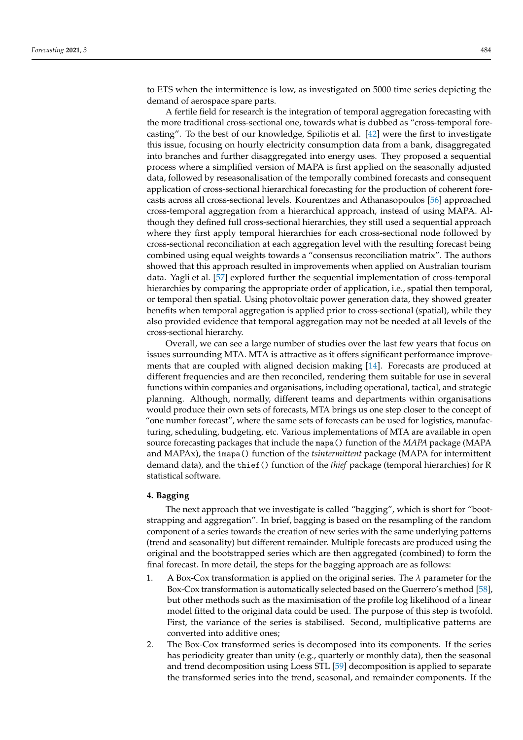to ETS when the intermittence is low, as investigated on 5000 time series depicting the demand of aerospace spare parts.

A fertile field for research is the integration of temporal aggregation forecasting with the more traditional cross-sectional one, towards what is dubbed as "cross-temporal forecasting". To the best of our knowledge, Spiliotis et al. [42] were the first to investigate this issue, focusing on hourly electricity consumption data from a bank, disaggregated into branches and further disaggregated into energy uses. They proposed a sequential process where a simplified version of MAPA is first applied on the seasonally adjusted data, followed by reseasonalisation of the temporally combined forecasts and consequent application of cross-sectional hierarchical forecasting for the production of coherent forecasts across all cross-sectional levels. Kourentzes and Athanasopoulos [56] approached cross-temporal aggregation from a hierarchical approach, instead of using MAPA. Although they defined full cross-sectional hierarchies, they still used a sequential approach where they first apply temporal hierarchies for each cross-sectional node followed by cross-sectional reconciliation at each aggregation level with the resulting forecast being combined using equal weights towards a "consensus reconciliation matrix". The authors showed that this approach resulted in improvements when applied on Australian tourism data. Yagli et al. [57] explored further the sequential implementation of cross-temporal hierarchies by comparing the appropriate order of application, i.e., spatial then temporal, or temporal then spatial. Using photovoltaic power generation data, they showed greater benefits when temporal aggregation is applied prior to cross-sectional (spatial), while they also provided evidence that temporal aggregation may not be needed at all levels of the cross-sectional hierarchy.

Overall, we can see a large number of studies over the last few years that focus on issues surrounding MTA. MTA is attractive as it offers significant performance improvements that are coupled with aligned decision making [14]. Forecasts are produced at different frequencies and are then reconciled, rendering them suitable for use in several functions within companies and organisations, including operational, tactical, and strategic planning. Although, normally, different teams and departments within organisations would produce their own sets of forecasts, MTA brings us one step closer to the concept of "one number forecast", where the same sets of forecasts can be used for logistics, manufacturing, scheduling, budgeting, etc. Various implementations of MTA are available in open source forecasting packages that include the `mapa()` function of the *MAPA* package (MAPA and MAPAx), the `imapa()` function of the *tsintermittent* package (MAPA for intermittent demand data), and the `thief()` function of the *thief* package (temporal hierarchies) for R statistical software.

## 4. Bagging

The next approach that we investigate is called "bagging", which is short for "bootstrapping and aggregation". In brief, bagging is based on the resampling of the random component of a series towards the creation of new series with the same underlying patterns (trend and seasonality) but different remainder. Multiple forecasts are produced using the original and the bootstrapped series which are then aggregated (combined) to form the final forecast. In more detail, the steps for the bagging approach are as follows:

1. A Box-Cox transformation is applied on the original series. The $\lambda$ parameter for the Box-Cox transformation is automatically selected based on the Guerrero's method [58], but other methods such as the maximisation of the profile log likelihood of a linear model fitted to the original data could be used. The purpose of this step is twofold. First, the variance of the series is stabilised. Second, multiplicative patterns are converted into additive ones;
2. The Box-Cox transformed series is decomposed into its components. If the series has periodicity greater than unity (e.g., quarterly or monthly data), then the seasonal and trend decomposition using Loess STL [59] decomposition is applied to separate the transformed series into the trend, seasonal, and remainder components. If the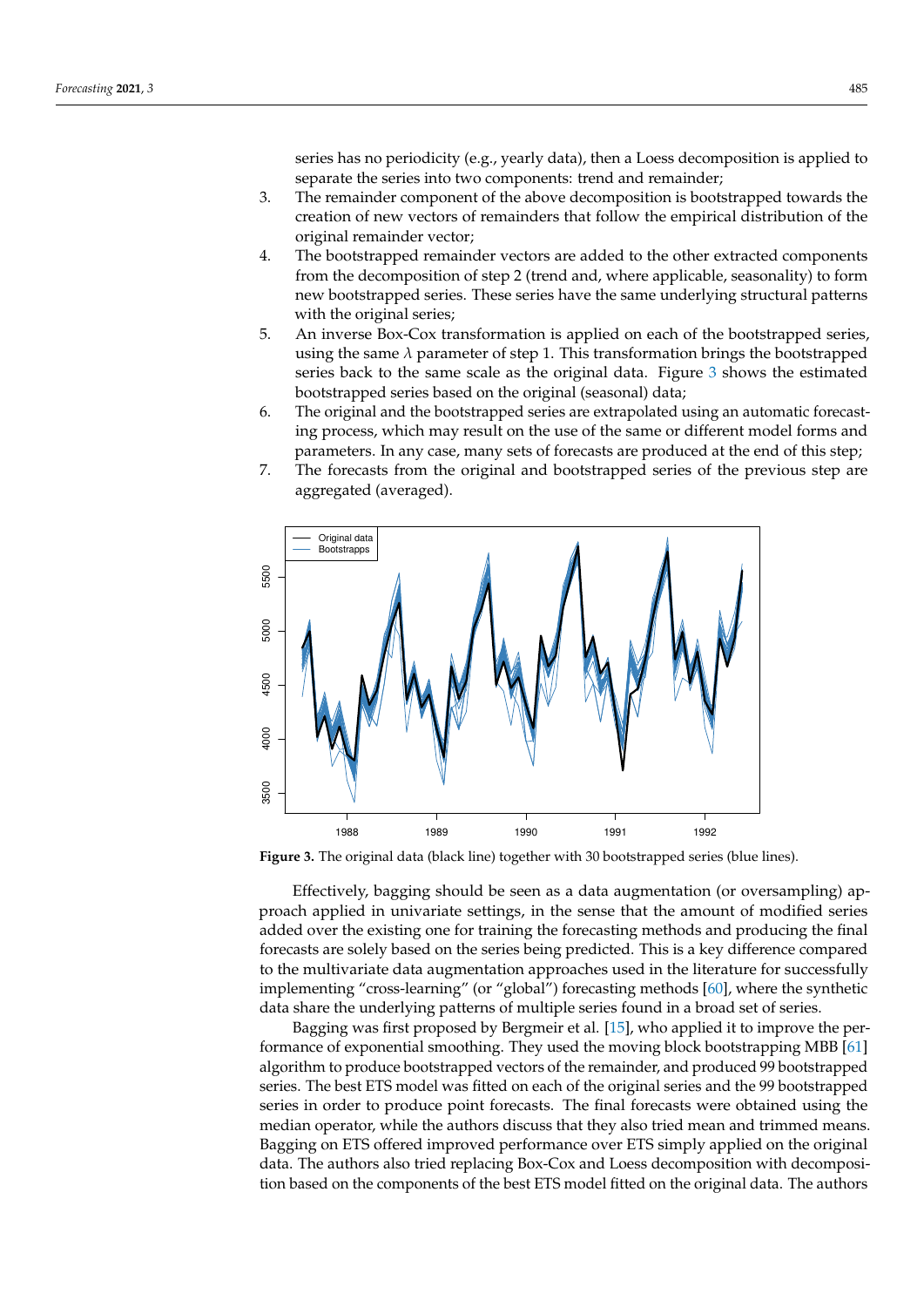series has no periodicity (e.g., yearly data), then a Loess decomposition is applied to separate the series into two components: trend and remainder;

3. The remainder component of the above decomposition is bootstrapped towards the creation of new vectors of remainders that follow the empirical distribution of the original remainder vector;
4. The bootstrapped remainder vectors are added to the other extracted components from the decomposition of step 2 (trend and, where applicable, seasonality) to form new bootstrapped series. These series have the same underlying structural patterns with the original series;
5. An inverse Box-Cox transformation is applied on each of the bootstrapped series, using the same $\lambda$ parameter of step 1. This transformation brings the bootstrapped series back to the same scale as the original data. Figure 3 shows the estimated bootstrapped series based on the original (seasonal) data;
6. The original and the bootstrapped series are extrapolated using an automatic forecasting process, which may result on the use of the same or different model forms and parameters. In any case, many sets of forecasts are produced at the end of this step;
7. The forecasts from the original and bootstrapped series of the previous step are aggregated (averaged).

**Figure 3.** The original data (black line) together with 30 bootstrapped series (blue lines).

Effectively, bagging should be seen as a data augmentation (or oversampling) approach applied in univariate settings, in the sense that the amount of modified series added over the existing one for training the forecasting methods and producing the final forecasts are solely based on the series being predicted. This is a key difference compared to the multivariate data augmentation approaches used in the literature for successfully implementing "cross-learning" (or "global") forecasting methods [60], where the synthetic data share the underlying patterns of multiple series found in a broad set of series.

Bagging was first proposed by Bergmeir et al. [15], who applied it to improve the performance of exponential smoothing. They used the moving block bootstrapping MBB [61] algorithm to produce bootstrapped vectors of the remainder, and produced 99 bootstrapped series. The best ETS model was fitted on each of the original series and the 99 bootstrapped series in order to produce point forecasts. The final forecasts were obtained using the median operator, while the authors discuss that they also tried mean and trimmed means. Bagging on ETS offered improved performance over ETS simply applied on the original data. The authors also tried replacing Box-Cox and Loess decomposition with decomposition based on the components of the best ETS model fitted on the original data. The authors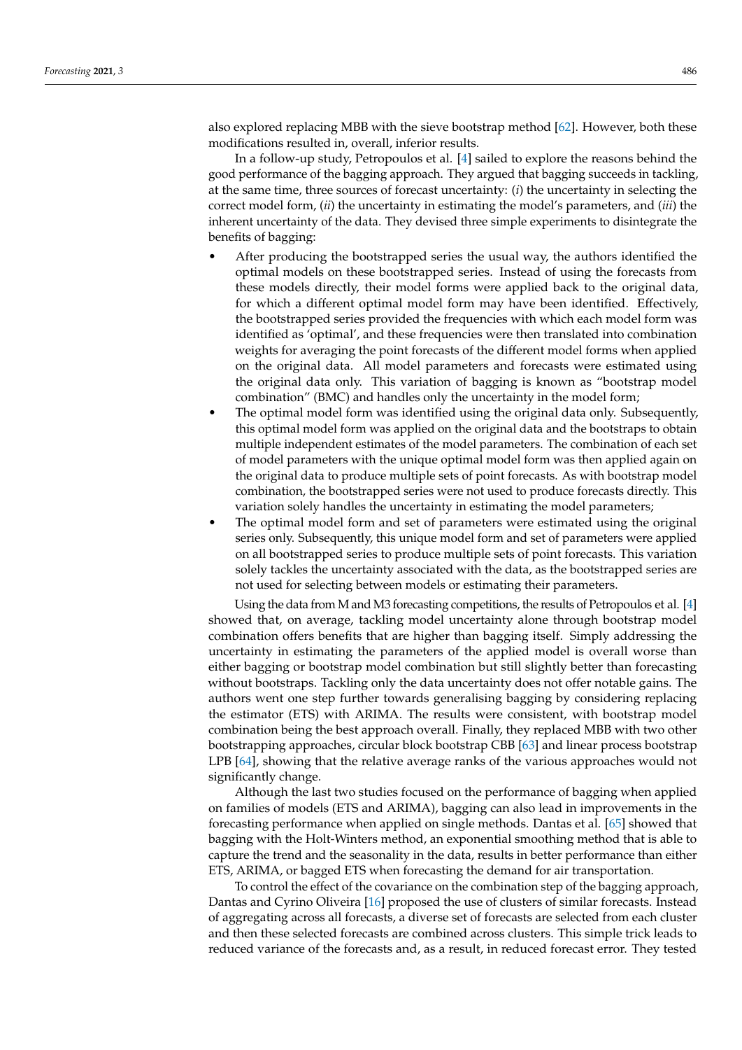also explored replacing MBB with the sieve bootstrap method [62]. However, both these modifications resulted in, overall, inferior results.

In a follow-up study, Petropoulos et al. [4] sailed to explore the reasons behind the good performance of the bagging approach. They argued that bagging succeeds in tackling, at the same time, three sources of forecast uncertainty: (*i*) the uncertainty in selecting the correct model form, (*ii*) the uncertainty in estimating the model's parameters, and (*iii*) the inherent uncertainty of the data. They devised three simple experiments to disintegrate the benefits of bagging:

- After producing the bootstrapped series the usual way, the authors identified the optimal models on these bootstrapped series. Instead of using the forecasts from these models directly, their model forms were applied back to the original data, for which a different optimal model form may have been identified. Effectively, the bootstrapped series provided the frequencies with which each model form was identified as 'optimal', and these frequencies were then translated into combination weights for averaging the point forecasts of the different model forms when applied on the original data. All model parameters and forecasts were estimated using the original data only. This variation of bagging is known as "bootstrap model combination" (BMC) and handles only the uncertainty in the model form;
- The optimal model form was identified using the original data only. Subsequently, this optimal model form was applied on the original data and the bootstraps to obtain multiple independent estimates of the model parameters. The combination of each set of model parameters with the unique optimal model form was then applied again on the original data to produce multiple sets of point forecasts. As with bootstrap model combination, the bootstrapped series were not used to produce forecasts directly. This variation solely handles the uncertainty in estimating the model parameters;
- The optimal model form and set of parameters were estimated using the original series only. Subsequently, this unique model form and set of parameters were applied on all bootstrapped series to produce multiple sets of point forecasts. This variation solely tackles the uncertainty associated with the data, as the bootstrapped series are not used for selecting between models or estimating their parameters.

Using the data from M and M3 forecasting competitions, the results of Petropoulos et al. [4] showed that, on average, tackling model uncertainty alone through bootstrap model combination offers benefits that are higher than bagging itself. Simply addressing the uncertainty in estimating the parameters of the applied model is overall worse than either bagging or bootstrap model combination but still slightly better than forecasting without bootstraps. Tackling only the data uncertainty does not offer notable gains. The authors went one step further towards generalising bagging by considering replacing the estimator (ETS) with ARIMA. The results were consistent, with bootstrap model combination being the best approach overall. Finally, they replaced MBB with two other bootstrapping approaches, circular block bootstrap CBB [63] and linear process bootstrap LPB [64], showing that the relative average ranks of the various approaches would not significantly change.

Although the last two studies focused on the performance of bagging when applied on families of models (ETS and ARIMA), bagging can also lead in improvements in the forecasting performance when applied on single methods. Dantas et al. [65] showed that bagging with the Holt-Winters method, an exponential smoothing method that is able to capture the trend and the seasonality in the data, results in better performance than either ETS, ARIMA, or bagged ETS when forecasting the demand for air transportation.

To control the effect of the covariance on the combination step of the bagging approach, Dantas and Cyrino Oliveira [16] proposed the use of clusters of similar forecasts. Instead of aggregating across all forecasts, a diverse set of forecasts are selected from each cluster and then these selected forecasts are combined across clusters. This simple trick leads to reduced variance of the forecasts and, as a result, in reduced forecast error. They tested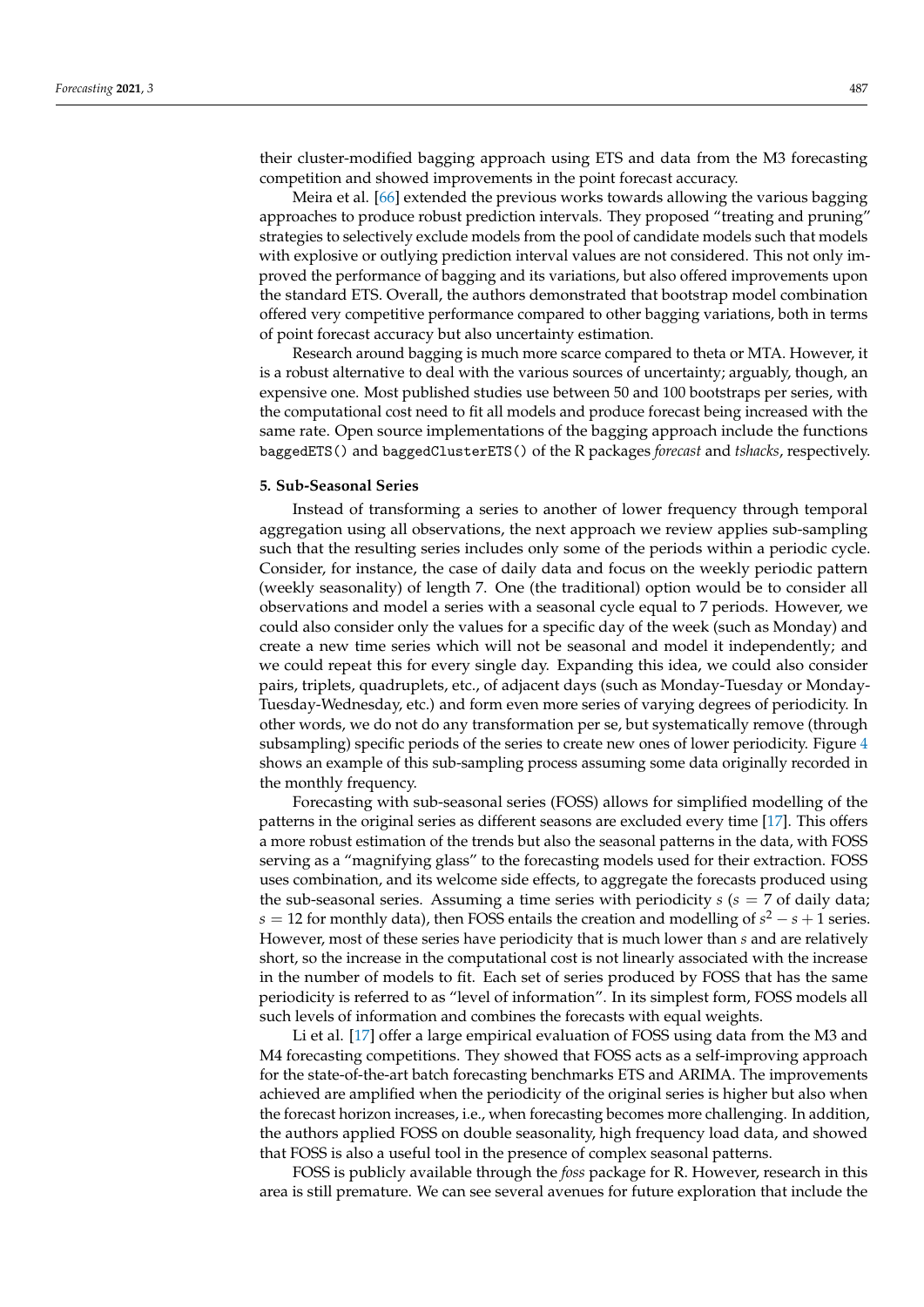their cluster-modified bagging approach using ETS and data from the M3 forecasting competition and showed improvements in the point forecast accuracy.

Meira et al. [66] extended the previous works towards allowing the various bagging approaches to produce robust prediction intervals. They proposed "treating and pruning" strategies to selectively exclude models from the pool of candidate models such that models with explosive or outlying prediction interval values are not considered. This not only improved the performance of bagging and its variations, but also offered improvements upon the standard ETS. Overall, the authors demonstrated that bootstrap model combination offered very competitive performance compared to other bagging variations, both in terms of point forecast accuracy but also uncertainty estimation.

Research around bagging is much more scarce compared to theta or MTA. However, it is a robust alternative to deal with the various sources of uncertainty; arguably, though, an expensive one. Most published studies use between 50 and 100 bootstraps per series, with the computational cost need to fit all models and produce forecast being increased with the same rate. Open source implementations of the bagging approach include the functions `baggedETS()` and `baggedClusterETS()` of the R packages *forecast* and *tshacks*, respectively.

## 5. Sub-Seasonal Series

Instead of transforming a series to another of lower frequency through temporal aggregation using all observations, the next approach we review applies sub-sampling such that the resulting series includes only some of the periods within a periodic cycle. Consider, for instance, the case of daily data and focus on the weekly periodic pattern (weekly seasonality) of length 7. One (the traditional) option would be to consider all observations and model a series with a seasonal cycle equal to 7 periods. However, we could also consider only the values for a specific day of the week (such as Monday) and create a new time series which will not be seasonal and model it independently; and we could repeat this for every single day. Expanding this idea, we could also consider pairs, triplets, quadruplets, etc., of adjacent days (such as Monday-Tuesday or Monday-Tuesday-Wednesday, etc.) and form even more series of varying degrees of periodicity. In other words, we do not do any transformation per se, but systematically remove (through subsampling) specific periods of the series to create new ones of lower periodicity. Figure 4 shows an example of this sub-sampling process assuming some data originally recorded in the monthly frequency.

Forecasting with sub-seasonal series (FOSS) allows for simplified modelling of the patterns in the original series as different seasons are excluded every time [17]. This offers a more robust estimation of the trends but also the seasonal patterns in the data, with FOSS serving as a "magnifying glass" to the forecasting models used for their extraction. FOSS uses combination, and its welcome side effects, to aggregate the forecasts produced using the sub-seasonal series. Assuming a time series with periodicity $s$ ($s = 7$ of daily data; $s = 12$ for monthly data), then FOSS entails the creation and modelling of $s^2 - s + 1$ series. However, most of these series have periodicity that is much lower than $s$ and are relatively short, so the increase in the computational cost is not linearly associated with the increase in the number of models to fit. Each set of series produced by FOSS that has the same periodicity is referred to as "level of information". In its simplest form, FOSS models all such levels of information and combines the forecasts with equal weights.

Li et al. [17] offer a large empirical evaluation of FOSS using data from the M3 and M4 forecasting competitions. They showed that FOSS acts as a self-improving approach for the state-of-the-art batch forecasting benchmarks ETS and ARIMA. The improvements achieved are amplified when the periodicity of the original series is higher but also when the forecast horizon increases, i.e., when forecasting becomes more challenging. In addition, the authors applied FOSS on double seasonality, high frequency load data, and showed that FOSS is also a useful tool in the presence of complex seasonal patterns.

FOSS is publicly available through the *foss* package for R. However, research in this area is still premature. We can see several avenues for future exploration that include the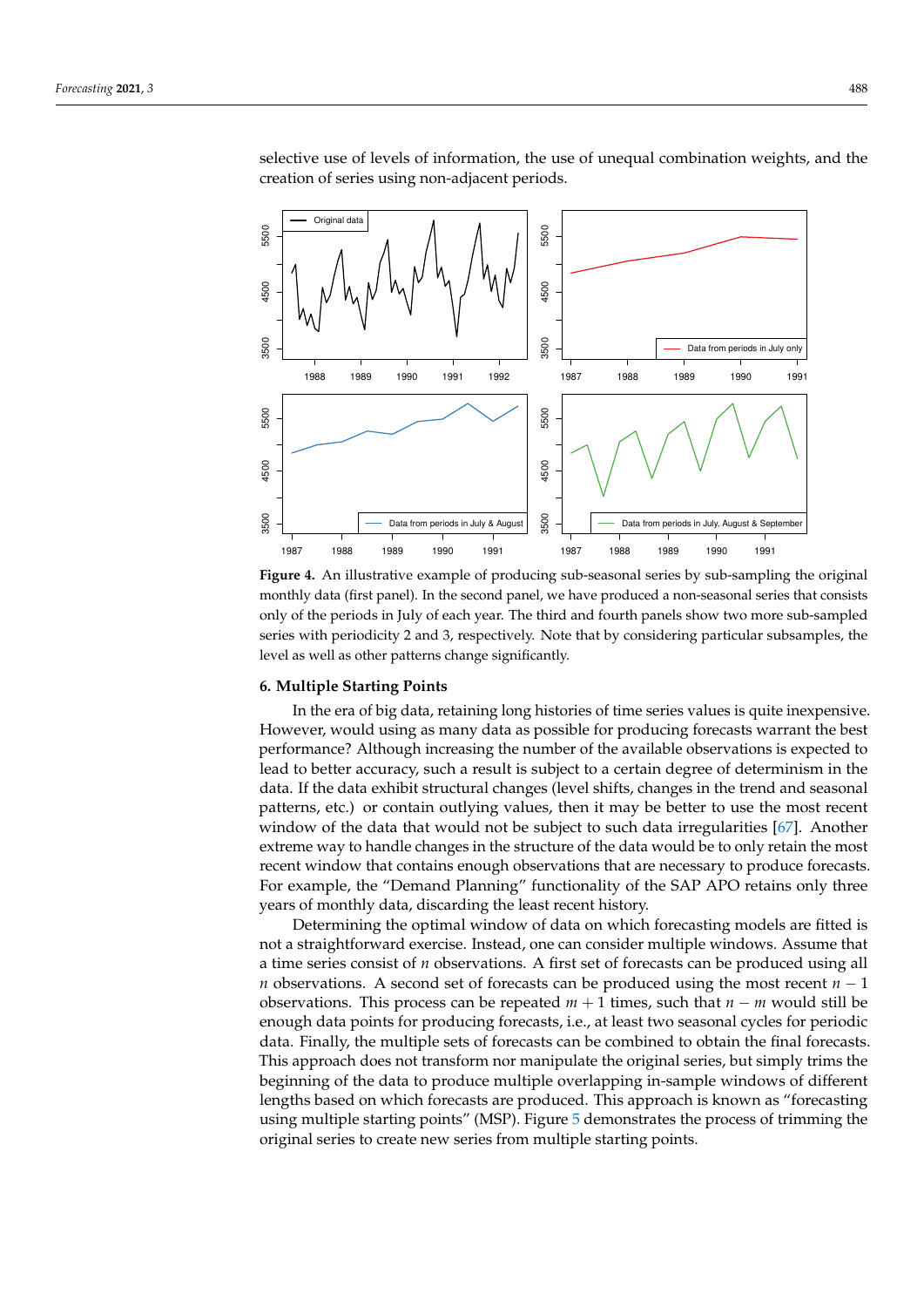selective use of levels of information, the use of unequal combination weights, and the creation of series using non-adjacent periods.

**Figure 4.** An illustrative example of producing sub-seasonal series by sub-sampling the original monthly data (first panel). In the second panel, we have produced a non-seasonal series that consists only of the periods in July of each year. The third and fourth panels show two more sub-sampled series with periodicity 2 and 3, respectively. Note that by considering particular subsamples, the level as well as other patterns change significantly.

## 6. Multiple Starting Points

In the era of big data, retaining long histories of time series values is quite inexpensive. However, would using as many data as possible for producing forecasts warrant the best performance? Although increasing the number of the available observations is expected to lead to better accuracy, such a result is subject to a certain degree of determinism in the data. If the data exhibit structural changes (level shifts, changes in the trend and seasonal patterns, etc.) or contain outlying values, then it may be better to use the most recent window of the data that would not be subject to such data irregularities [67]. Another extreme way to handle changes in the structure of the data would be to only retain the most recent window that contains enough observations that are necessary to produce forecasts. For example, the "Demand Planning" functionality of the SAP APO retains only three years of monthly data, discarding the least recent history.

Determining the optimal window of data on which forecasting models are fitted is not a straightforward exercise. Instead, one can consider multiple windows. Assume that a time series consist of $n$ observations. A first set of forecasts can be produced using all $n$ observations. A second set of forecasts can be produced using the most recent $n-1$ observations. This process can be repeated $m+1$ times, such that $n-m$ would still be enough data points for producing forecasts, i.e., at least two seasonal cycles for periodic data. Finally, the multiple sets of forecasts can be combined to obtain the final forecasts. This approach does not transform nor manipulate the original series, but simply trims the beginning of the data to produce multiple overlapping in-sample windows of different lengths based on which forecasts are produced. This approach is known as "forecasting using multiple starting points" (MSP). Figure 5 demonstrates the process of trimming the original series to create new series from multiple starting points.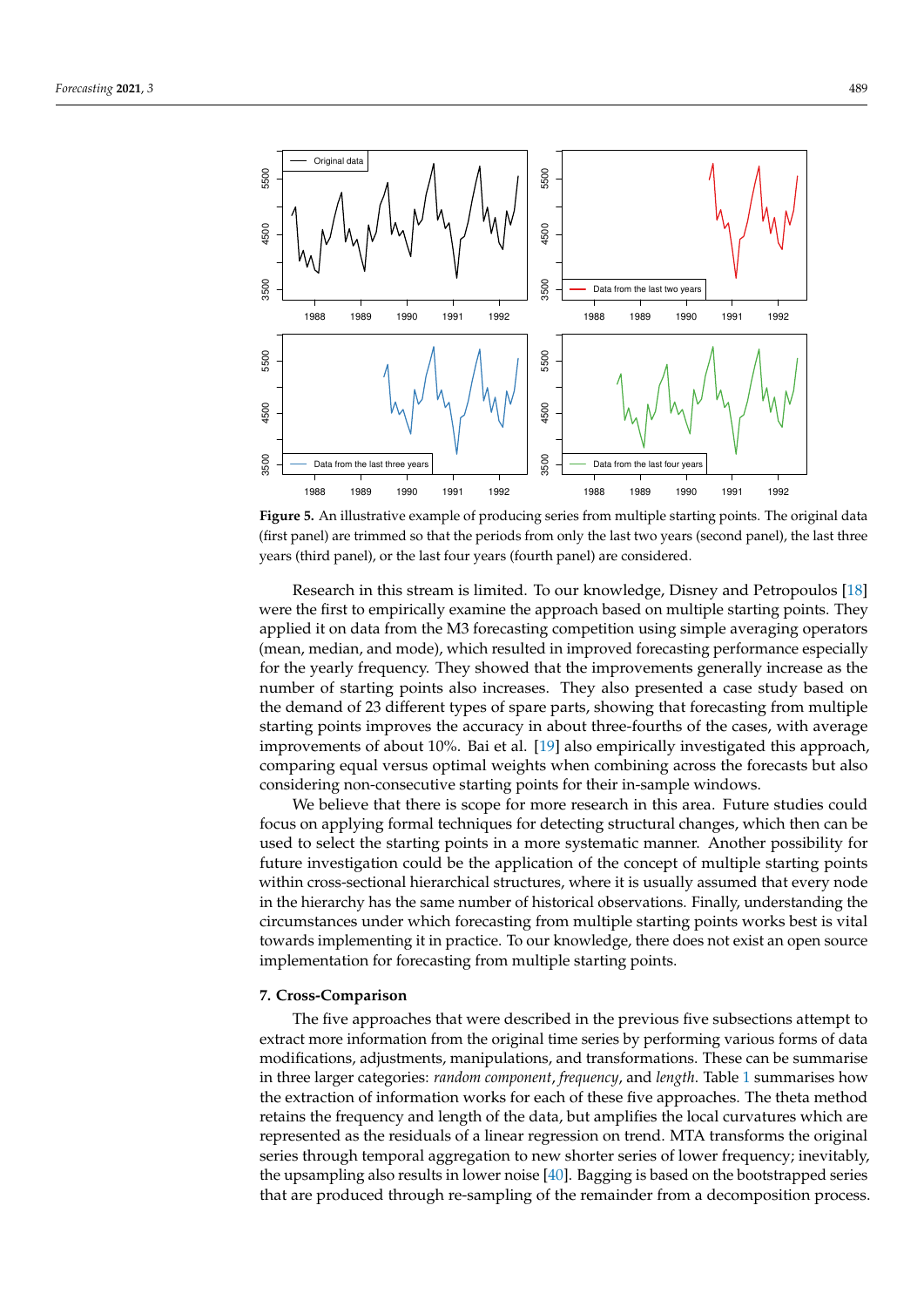**Figure 5.** An illustrative example of producing series from multiple starting points. The original data (first panel) are trimmed so that the periods from only the last two years (second panel), the last three years (third panel), or the last four years (fourth panel) are considered.

Research in this stream is limited. To our knowledge, Disney and Petropoulos [18] were the first to empirically examine the approach based on multiple starting points. They applied it on data from the M3 forecasting competition using simple averaging operators (mean, median, and mode), which resulted in improved forecasting performance especially for the yearly frequency. They showed that the improvements generally increase as the number of starting points also increases. They also presented a case study based on the demand of 23 different types of spare parts, showing that forecasting from multiple starting points improves the accuracy in about three-fourths of the cases, with average improvements of about 10%. Bai et al. [19] also empirically investigated this approach, comparing equal versus optimal weights when combining across the forecasts but also considering non-consecutive starting points for their in-sample windows.

We believe that there is scope for more research in this area. Future studies could focus on applying formal techniques for detecting structural changes, which then can be used to select the starting points in a more systematic manner. Another possibility for future investigation could be the application of the concept of multiple starting points within cross-sectional hierarchical structures, where it is usually assumed that every node in the hierarchy has the same number of historical observations. Finally, understanding the circumstances under which forecasting from multiple starting points works best is vital towards implementing it in practice. To our knowledge, there does not exist an open source implementation for forecasting from multiple starting points.

## 7. Cross-Comparison

The five approaches that were described in the previous five subsections attempt to extract more information from the original time series by performing various forms of data modifications, adjustments, manipulations, and transformations. These can be summarise in three larger categories: *random component*, *frequency*, and *length*. Table 1 summarises how the extraction of information works for each of these five approaches. The theta method retains the frequency and length of the data, but amplifies the local curvatures which are represented as the residuals of a linear regression on trend. MTA transforms the original series through temporal aggregation to new shorter series of lower frequency; inevitably, the upsampling also results in lower noise [40]. Bagging is based on the bootstrapped series that are produced through re-sampling of the remainder from a decomposition process.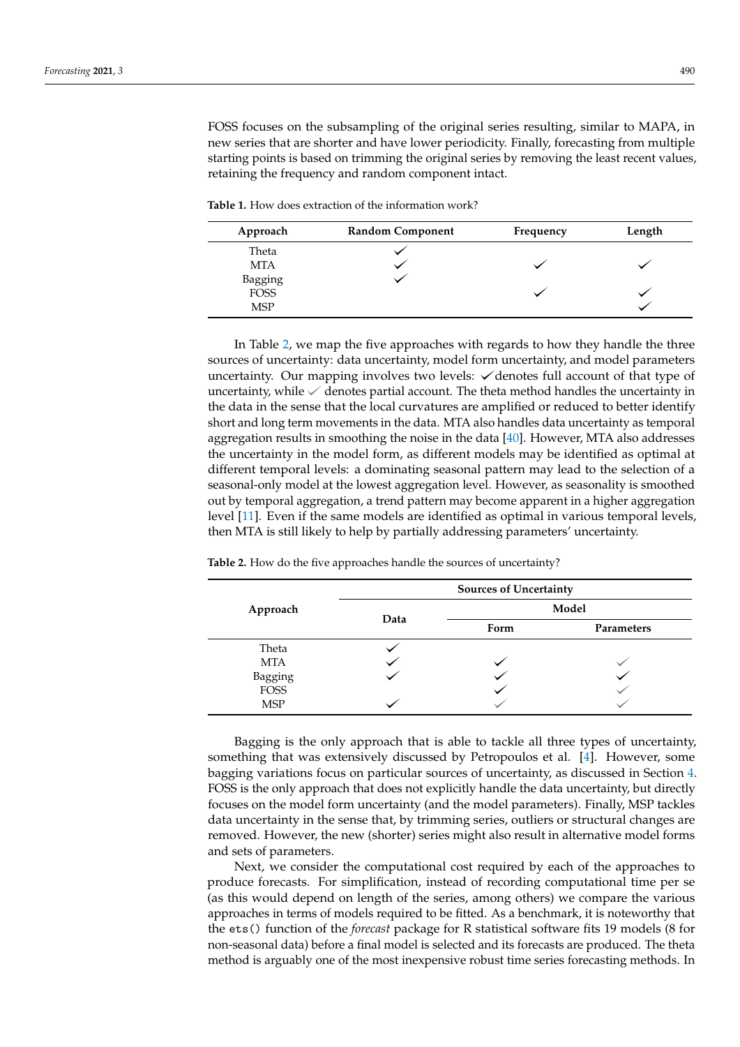FOSS focuses on the subsampling of the original series resulting, similar to MAPA, in new series that are shorter and have lower periodicity. Finally, forecasting from multiple starting points is based on trimming the original series by removing the least recent values, retaining the frequency and random component intact.

**Table 1.** How does extraction of the information work?

| Approach | Random Component | Frequency | Length |
|---|---|---|---|
| Theta | ✓ | | |
| MTA | ✓ | ✓ | ✓ |
| Bagging | ✓ | | |
| FOSS | | ✓ | ✓ |
| MSP | | | ✓ |

In Table 2, we map the five approaches with regards to how they handle the three sources of uncertainty: data uncertainty, model form uncertainty, and model parameters uncertainty. Our mapping involves two levels: ✓ denotes full account of that type of uncertainty, while ✓ denotes partial account. The theta method handles the uncertainty in the data in the sense that the local curvatures are amplified or reduced to better identify short and long term movements in the data. MTA also handles data uncertainty as temporal aggregation results in smoothing the noise in the data [40]. However, MTA also addresses the uncertainty in the model form, as different models may be identified as optimal at different temporal levels: a dominating seasonal pattern may lead to the selection of a seasonal-only model at the lowest aggregation level. However, as seasonality is smoothed out by temporal aggregation, a trend pattern may become apparent in a higher aggregation level [11]. Even if the same models are identified as optimal in various temporal levels, then MTA is still likely to help by partially addressing parameters' uncertainty.

**Table 2.** How do the five approaches handle the sources of uncertainty?

| Approach | Sources of Uncertainty | | |
|---|---|---|---|
| | Data | Model | |
| | | Form | Parameters |
| Theta | ✓ | | |
| MTA | ✓ | ✓ | (✓) |
| Bagging | ✓ | ✓ | ✓ |
| FOSS | | ✓ | (✓) |
| MSP | ✓ | (✓) | (✓) |

Bagging is the only approach that is able to tackle all three types of uncertainty, something that was extensively discussed by Petropoulos et al. [4]. However, some bagging variations focus on particular sources of uncertainty, as discussed in Section 4. FOSS is the only approach that does not explicitly handle the data uncertainty, but directly focuses on the model form uncertainty (and the model parameters). Finally, MSP tackles data uncertainty in the sense that, by trimming series, outliers or structural changes are removed. However, the new (shorter) series might also result in alternative model forms and sets of parameters.

Next, we consider the computational cost required by each of the approaches to produce forecasts. For simplification, instead of recording computational time per se (as this would depend on length of the series, among others) we compare the various approaches in terms of models required to be fitted. As a benchmark, it is noteworthy that the `ets()` function of the *forecast* package for R statistical software fits 19 models (8 for non-seasonal data) before a final model is selected and its forecasts are produced. The theta method is arguably one of the most inexpensive robust time series forecasting methods. In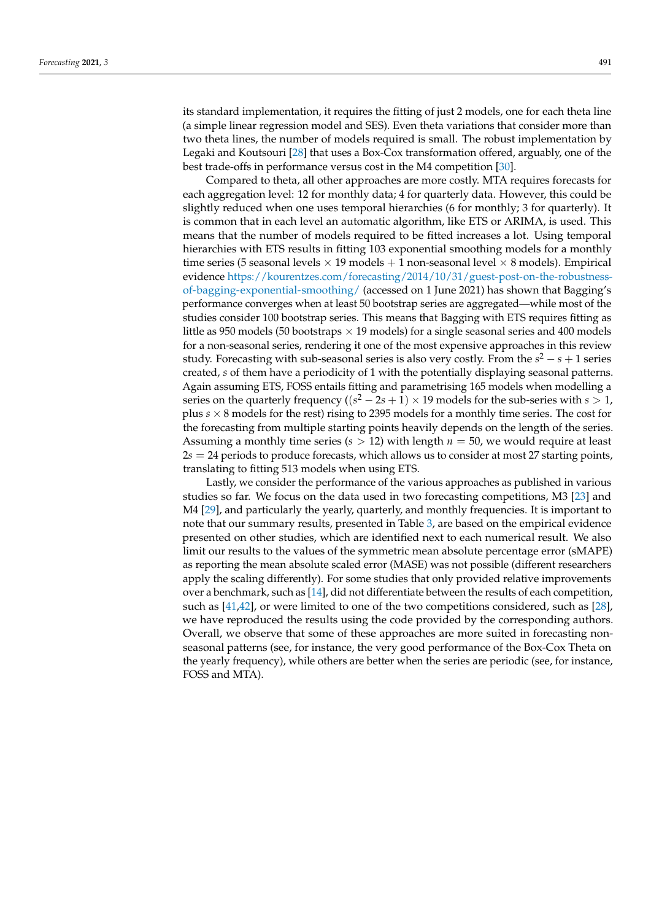its standard implementation, it requires the fitting of just 2 models, one for each theta line (a simple linear regression model and SES). Even theta variations that consider more than two theta lines, the number of models required is small. The robust implementation by Legaki and Koutsouri [28] that uses a Box-Cox transformation offered, arguably, one of the best trade-offs in performance versus cost in the M4 competition [30].

Compared to theta, all other approaches are more costly. MTA requires forecasts for each aggregation level: 12 for monthly data; 4 for quarterly data. However, this could be slightly reduced when one uses temporal hierarchies (6 for monthly; 3 for quarterly). It is common that in each level an automatic algorithm, like ETS or ARIMA, is used. This means that the number of models required to be fitted increases a lot. Using temporal hierarchies with ETS results in fitting 103 exponential smoothing models for a monthly time series (5 seasonal levels $\times$ 19 models + 1 non-seasonal level $\times$ 8 models). Empirical evidence https://kourentzes.com/forecasting/2014/10/31/guest-post-on-the-robustness-of-bagging-exponential-smoothing/ (accessed on 1 June 2021) has shown that Bagging's performance converges when at least 50 bootstrap series are aggregated—while most of the studies consider 100 bootstrap series. This means that Bagging with ETS requires fitting as little as 950 models (50 bootstraps $\times$ 19 models) for a single seasonal series and 400 models for a non-seasonal series, rendering it one of the most expensive approaches in this review study. Forecasting with sub-seasonal series is also very costly. From the $s^2 - s + 1$ series created, $s$ of them have a periodicity of 1 with the potentially displaying seasonal patterns. Again assuming ETS, FOSS entails fitting and parametrising 165 models when modelling a series on the quarterly frequency ($(s^2 - 2s + 1) \times 19$ models for the sub-series with $s > 1$, plus $s \times 8$ models for the rest) rising to 2395 models for a monthly time series. The cost for the forecasting from multiple starting points heavily depends on the length of the series. Assuming a monthly time series ($s > 12$) with length $n = 50$, we would require at least $2s = 24$ periods to produce forecasts, which allows us to consider at most 27 starting points, translating to fitting 513 models when using ETS.

Lastly, we consider the performance of the various approaches as published in various studies so far. We focus on the data used in two forecasting competitions, M3 [23] and M4 [29], and particularly the yearly, quarterly, and monthly frequencies. It is important to note that our summary results, presented in Table 3, are based on the empirical evidence presented on other studies, which are identified next to each numerical result. We also limit our results to the values of the symmetric mean absolute percentage error (sMAPE) as reporting the mean absolute scaled error (MASE) was not possible (different researchers apply the scaling differently). For some studies that only provided relative improvements over a benchmark, such as [14], did not differentiate between the results of each competition, such as [41,42], or were limited to one of the two competitions considered, such as [28], we have reproduced the results using the code provided by the corresponding authors. Overall, we observe that some of these approaches are more suited in forecasting non-seasonal patterns (see, for instance, the very good performance of the Box-Cox Theta on the yearly frequency), while others are better when the series are periodic (see, for instance, FOSS and MTA).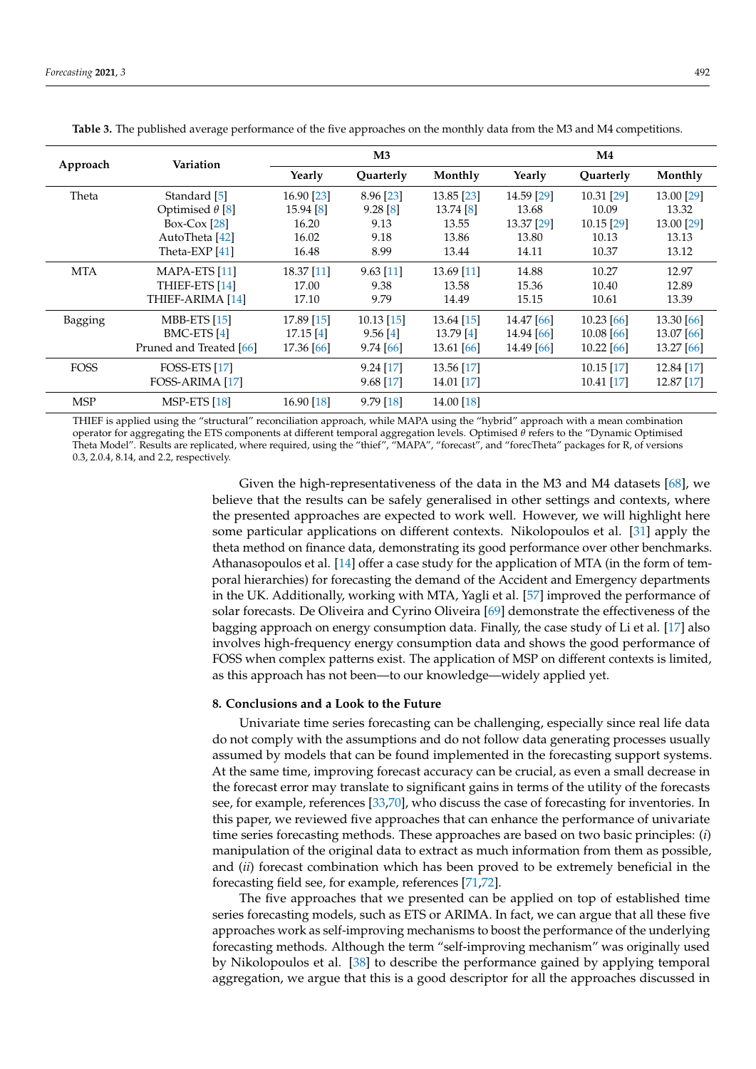**Table 3.** The published average performance of the five approaches on the monthly data from the M3 and M4 competitions.

| Approach | Variation | M3 | | | M4 | | |
|---|---|---|---|---|---|---|---|
| | | Yearly | Quarterly | Monthly | Yearly | Quarterly | Monthly |
| Theta | Standard [5] | 16.90 [23] | 8.96 [23] | 13.85 [23] | 14.59 [29] | 10.31 [29] | 13.00 [29] |
| | Optimised $\theta$ [8] | 15.94 [8] | 9.28 [8] | 13.74 [8] | 13.68 | 10.09 | 13.32 |
| | Box-Cox [28] | 16.20 | 9.13 | 13.55 | 13.37 [29] | 10.15 [29] | 13.00 [29] |
| | AutoTheta [42] | 16.02 | 9.18 | 13.86 | 13.80 | 10.13 | 13.13 |
| | Theta-EXP [41] | 16.48 | 8.99 | 13.44 | 14.11 | 10.37 | 13.12 |
| MTA | MAPA-ETS [11] | 18.37 [11] | 9.63 [11] | 13.69 [11] | 14.88 | 10.27 | 12.97 |
| | THIEF-ETS [14] | 17.00 | 9.38 | 13.58 | 15.36 | 10.40 | 12.89 |
| | THIEF-ARIMA [14] | 17.10 | 9.79 | 14.49 | 15.15 | 10.61 | 13.39 |
| Bagging | MBB-ETS [15] | 17.89 [15] | 10.13 [15] | 13.64 [15] | 14.47 [66] | 10.23 [66] | 13.30 [66] |
| | BMC-ETS [4] | 17.15 [4] | 9.56 [4] | 13.79 [4] | 14.94 [66] | 10.08 [66] | 13.07 [66] |
| | Pruned and Treated [66] | 17.36 [66] | 9.74 [66] | 13.61 [66] | 14.49 [66] | 10.22 [66] | 13.27 [66] |
| FOSS | FOSS-ETS [17] | | 9.24 [17] | 13.56 [17] | | 10.15 [17] | 12.84 [17] |
| | FOSS-ARIMA [17] | | 9.68 [17] | 14.01 [17] | | 10.41 [17] | 12.87 [17] |
| MSP | MSP-ETS [18] | 16.90 [18] | 9.79 [18] | 14.00 [18] | | | |

THIEF is applied using the "structural" reconciliation approach, while MAPA using the "hybrid" approach with a mean combination operator for aggregating the ETS components at different temporal aggregation levels. Optimised $\theta$ refers to the "Dynamic Optimised Theta Model". Results are replicated, where required, using the "thief", "MAPA", "forecast", and "forecTheta" packages for R, of versions 0.3, 2.0.4, 8.14, and 2.2, respectively.

Given the high-representativeness of the data in the M3 and M4 datasets [68], we believe that the results can be safely generalised in other settings and contexts, where the presented approaches are expected to work well. However, we will highlight here some particular applications on different contexts. Nikolopoulos et al. [31] apply the theta method on finance data, demonstrating its good performance over other benchmarks. Athanasopoulos et al. [14] offer a case study for the application of MTA (in the form of temporal hierarchies) for forecasting the demand of the Accident and Emergency departments in the UK. Additionally, working with MTA, Yagli et al. [57] improved the performance of solar forecasts. De Oliveira and Cyrino Oliveira [69] demonstrate the effectiveness of the bagging approach on energy consumption data. Finally, the case study of Li et al. [17] also involves high-frequency energy consumption data and shows the good performance of FOSS when complex patterns exist. The application of MSP on different contexts is limited, as this approach has not been—to our knowledge—widely applied yet.

## 8. Conclusions and a Look to the Future

Univariate time series forecasting can be challenging, especially since real life data do not comply with the assumptions and do not follow data generating processes usually assumed by models that can be found implemented in the forecasting support systems. At the same time, improving forecast accuracy can be crucial, as even a small decrease in the forecast error may translate to significant gains in terms of the utility of the forecasts see, for example, references [33,70], who discuss the case of forecasting for inventories. In this paper, we reviewed five approaches that can enhance the performance of univariate time series forecasting methods. These approaches are based on two basic principles: (*i*) manipulation of the original data to extract as much information from them as possible, and (*ii*) forecast combination which has been proved to be extremely beneficial in the forecasting field see, for example, references [71,72].

The five approaches that we presented can be applied on top of established time series forecasting models, such as ETS or ARIMA. In fact, we can argue that all these five approaches work as self-improving mechanisms to boost the performance of the underlying forecasting methods. Although the term "self-improving mechanism" was originally used by Nikolopoulos et al. [38] to describe the performance gained by applying temporal aggregation, we argue that this is a good descriptor for all the approaches discussed in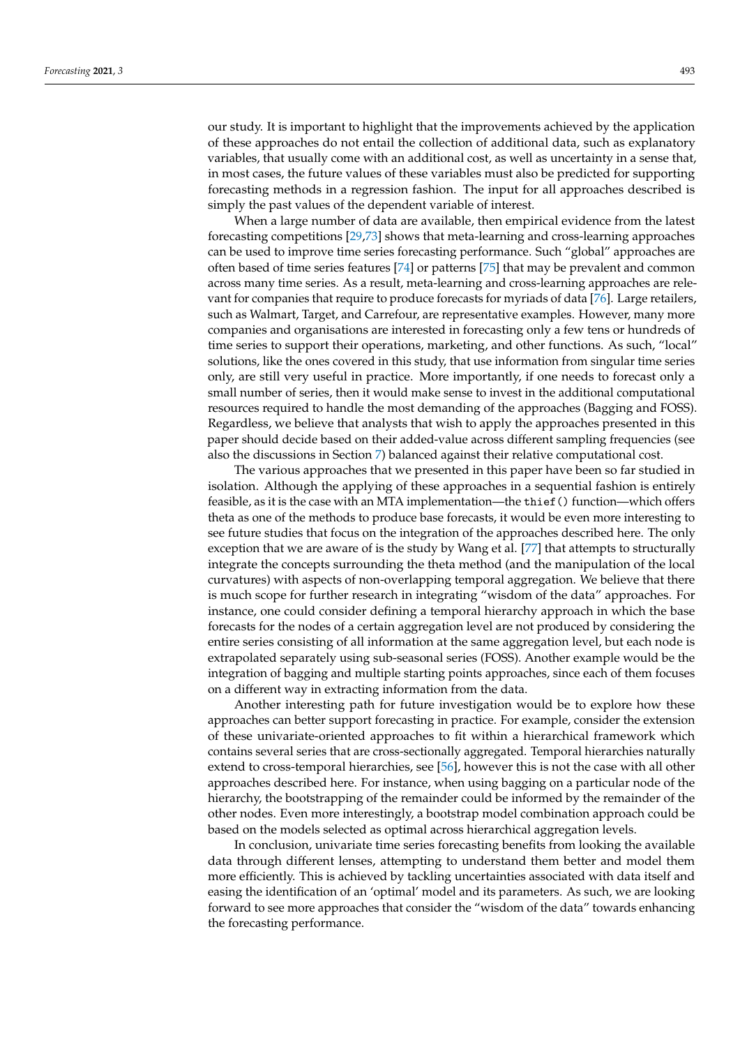our study. It is important to highlight that the improvements achieved by the application of these approaches do not entail the collection of additional data, such as explanatory variables, that usually come with an additional cost, as well as uncertainty in a sense that, in most cases, the future values of these variables must also be predicted for supporting forecasting methods in a regression fashion. The input for all approaches described is simply the past values of the dependent variable of interest.

When a large number of data are available, then empirical evidence from the latest forecasting competitions [29,73] shows that meta-learning and cross-learning approaches can be used to improve time series forecasting performance. Such "global" approaches are often based of time series features [74] or patterns [75] that may be prevalent and common across many time series. As a result, meta-learning and cross-learning approaches are relevant for companies that require to produce forecasts for myriads of data [76]. Large retailers, such as Walmart, Target, and Carrefour, are representative examples. However, many more companies and organisations are interested in forecasting only a few tens or hundreds of time series to support their operations, marketing, and other functions. As such, "local" solutions, like the ones covered in this study, that use information from singular time series only, are still very useful in practice. More importantly, if one needs to forecast only a small number of series, then it would make sense to invest in the additional computational resources required to handle the most demanding of the approaches (Bagging and FOSS). Regardless, we believe that analysts that wish to apply the approaches presented in this paper should decide based on their added-value across different sampling frequencies (see also the discussions in Section 7) balanced against their relative computational cost.

The various approaches that we presented in this paper have been so far studied in isolation. Although the applying of these approaches in a sequential fashion is entirely feasible, as it is the case with an MTA implementation—the `thief()` function—which offers theta as one of the methods to produce base forecasts, it would be even more interesting to see future studies that focus on the integration of the approaches described here. The only exception that we are aware of is the study by Wang et al. [77] that attempts to structurally integrate the concepts surrounding the theta method (and the manipulation of the local curvatures) with aspects of non-overlapping temporal aggregation. We believe that there is much scope for further research in integrating "wisdom of the data" approaches. For instance, one could consider defining a temporal hierarchy approach in which the base forecasts for the nodes of a certain aggregation level are not produced by considering the entire series consisting of all information at the same aggregation level, but each node is extrapolated separately using sub-seasonal series (FOSS). Another example would be the integration of bagging and multiple starting points approaches, since each of them focuses on a different way in extracting information from the data.

Another interesting path for future investigation would be to explore how these approaches can better support forecasting in practice. For example, consider the extension of these univariate-oriented approaches to fit within a hierarchical framework which contains several series that are cross-sectionally aggregated. Temporal hierarchies naturally extend to cross-temporal hierarchies, see [56], however this is not the case with all other approaches described here. For instance, when using bagging on a particular node of the hierarchy, the bootstrapping of the remainder could be informed by the remainder of the other nodes. Even more interestingly, a bootstrap model combination approach could be based on the models selected as optimal across hierarchical aggregation levels.

In conclusion, univariate time series forecasting benefits from looking the available data through different lenses, attempting to understand them better and model them more efficiently. This is achieved by tackling uncertainties associated with data itself and easing the identification of an 'optimal' model and its parameters. As such, we are looking forward to see more approaches that consider the "wisdom of the data" towards enhancing the forecasting performance.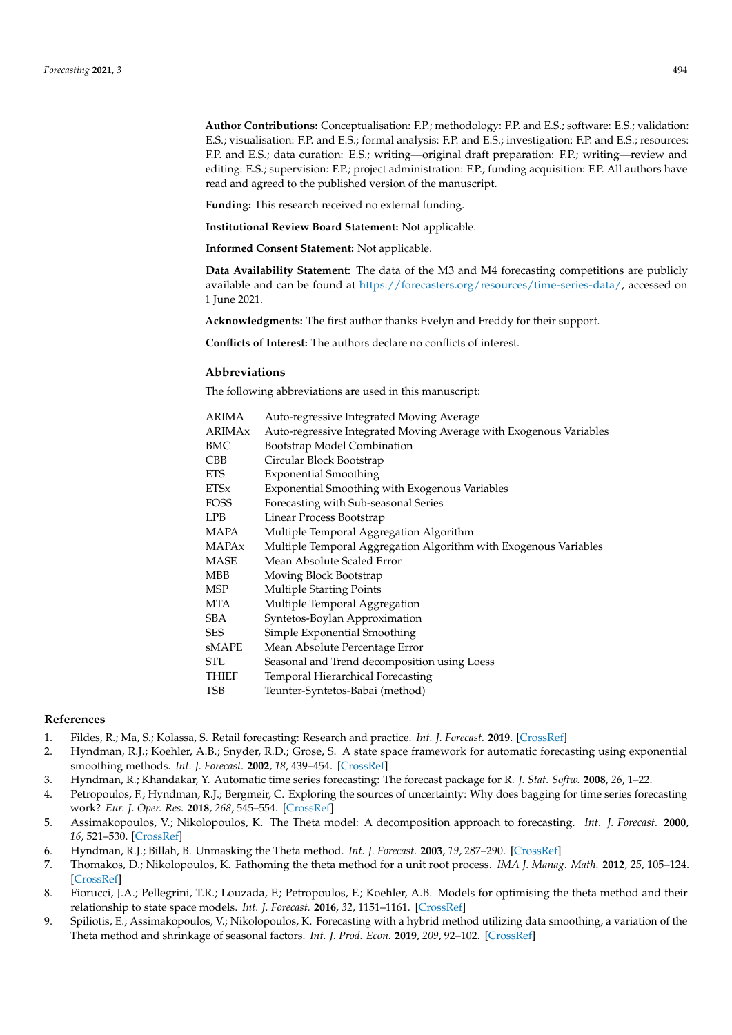**Author Contributions:** Conceptualisation: F.P.; methodology: F.P. and E.S.; software: E.S.; validation: E.S.; visualisation: F.P. and E.S.; formal analysis: F.P. and E.S.; investigation: F.P. and E.S.; resources: F.P. and E.S.; data curation: E.S.; writing—original draft preparation: F.P.; writing—review and editing: E.S.; supervision: F.P.; project administration: F.P.; funding acquisition: F.P. All authors have read and agreed to the published version of the manuscript.

**Funding:** This research received no external funding.

**Institutional Review Board Statement:** Not applicable.

**Informed Consent Statement:** Not applicable.

**Data Availability Statement:** The data of the M3 and M4 forecasting competitions are publicly available and can be found at https://forecasters.org/resources/time-series-data/, accessed on 1 June 2021.

**Acknowledgments:** The first author thanks Evelyn and Freddy for their support.

**Conflicts of Interest:** The authors declare no conflicts of interest.

## Abbreviations

The following abbreviations are used in this manuscript:

| | |
|---|---|
| ARIMA | Auto-regressive Integrated Moving Average |
| ARIMAx | Auto-regressive Integrated Moving Average with Exogenous Variables |
| BMC | Bootstrap Model Combination |
| CBB | Circular Block Bootstrap |
| ETS | Exponential Smoothing |
| ETSx | Exponential Smoothing with Exogenous Variables |
| FOSS | Forecasting with Sub-seasonal Series |
| LPB | Linear Process Bootstrap |
| MAPA | Multiple Temporal Aggregation Algorithm |
| MAPAx | Multiple Temporal Aggregation Algorithm with Exogenous Variables |
| MASE | Mean Absolute Scaled Error |
| MBB | Moving Block Bootstrap |
| MSP | Multiple Starting Points |
| MTA | Multiple Temporal Aggregation |
| SBA | Syntetos-Boylan Approximation |
| SES | Simple Exponential Smoothing |
| sMAPE | Mean Absolute Percentage Error |
| STL | Seasonal and Trend decomposition using Loess |
| THIEF | Temporal Hierarchical Forecasting |
| TSB | Teunter-Syntetos-Babai (method) |

## References

1. Fildes, R.; Ma, S.; Kolassa, S. Retail forecasting: Research and practice. *Int. J. Forecast.* **2019**. [CrossRef]
2. Hyndman, R.J.; Koehler, A.B.; Snyder, R.D.; Grose, S. A state space framework for automatic forecasting using exponential smoothing methods. *Int. J. Forecast.* **2002**, *18*, 439–454. [CrossRef]
3. Hyndman, R.; Khandakar, Y. Automatic time series forecasting: The forecast package for R. *J. Stat. Softw.* **2008**, *26*, 1–22.
4. Petropoulos, F.; Hyndman, R.J.; Bergmeir, C. Exploring the sources of uncertainty: Why does bagging for time series forecasting work? *Eur. J. Oper. Res.* **2018**, *268*, 545–554. [CrossRef]
5. Assimakopoulos, V.; Nikolopoulos, K. The Theta model: A decomposition approach to forecasting. *Int. J. Forecast.* **2000**, *16*, 521–530. [CrossRef]
6. Hyndman, R.J.; Billah, B. Unmasking the Theta method. *Int. J. Forecast.* **2003**, *19*, 287–290. [CrossRef]
7. Thomakos, D.; Nikolopoulos, K. Fathoming the theta method for a unit root process. *IMA J. Manag. Math.* **2012**, *25*, 105–124. [CrossRef]
8. Fiorucci, J.A.; Pellegrini, T.R.; Louzada, F.; Petropoulos, F.; Koehler, A.B. Models for optimising the theta method and their relationship to state space models. *Int. J. Forecast.* **2016**, *32*, 1151–1161. [CrossRef]
9. Spiliotis, E.; Assimakopoulos, V.; Nikolopoulos, K. Forecasting with a hybrid method utilizing data smoothing, a variation of the Theta method and shrinkage of seasonal factors. *Int. J. Prod. Econ.* **2019**, *209*, 92–102. [CrossRef]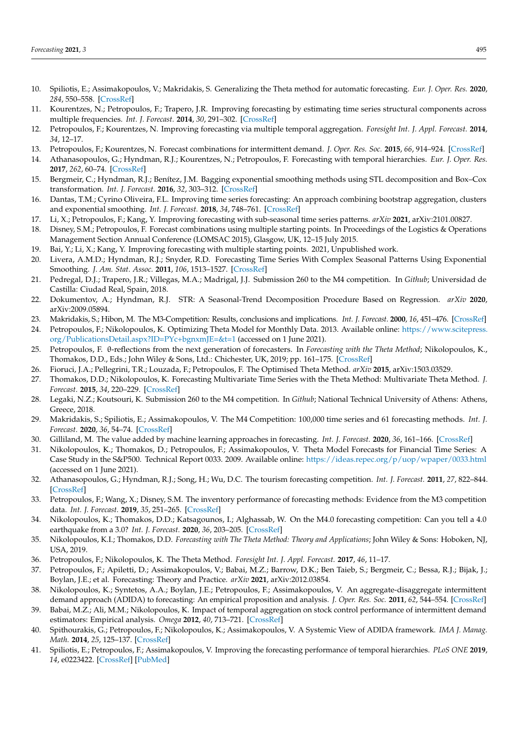10. Spiliotis, E.; Assimakopoulos, V.; Makridakis, S. Generalizing the Theta method for automatic forecasting. *Eur. J. Oper. Res.* **2020**, *284*, 550–558. [CrossRef]
11. Kourentzes, N.; Petropoulos, F.; Trapero, J.R. Improving forecasting by estimating time series structural components across multiple frequencies. *Int. J. Forecast.* **2014**, *30*, 291–302. [CrossRef]
12. Petropoulos, F.; Kourentzes, N. Improving forecasting via multiple temporal aggregation. *Foresight Int. J. Appl. Forecast.* **2014**, *34*, 12–17.
13. Petropoulos, F.; Kourentzes, N. Forecast combinations for intermittent demand. *J. Oper. Res. Soc.* **2015**, *66*, 914–924. [CrossRef]
14. Athanasopoulos, G.; Hyndman, R.J.; Kourentzes, N.; Petropoulos, F. Forecasting with temporal hierarchies. *Eur. J. Oper. Res.* **2017**, *262*, 60–74. [CrossRef]
15. Bergmeir, C.; Hyndman, R.J.; Benítez, J.M. Bagging exponential smoothing methods using STL decomposition and Box–Cox transformation. *Int. J. Forecast.* **2016**, *32*, 303–312. [CrossRef]
16. Dantas, T.M.; Cyrino Oliveira, F.L. Improving time series forecasting: An approach combining bootstrap aggregation, clusters and exponential smoothing. *Int. J. Forecast.* **2018**, *34*, 748–761. [CrossRef]
17. Li, X.; Petropoulos, F.; Kang, Y. Improving forecasting with sub-seasonal time series patterns. *arXiv* **2021**, arXiv:2101.00827.
18. Disney, S.M.; Petropoulos, F. Forecast combinations using multiple starting points. In Proceedings of the Logistics & Operations Management Section Annual Conference (LOMSAC 2015), Glasgow, UK, 12–15 July 2015.
19. Bai, Y.; Li, X.; Kang, Y. Improving forecasting with multiple starting points. 2021, Unpublished work.
20. Livera, A.M.D.; Hyndman, R.J.; Snyder, R.D. Forecasting Time Series With Complex Seasonal Patterns Using Exponential Smoothing. *J. Am. Stat. Assoc.* **2011**, *106*, 1513–1527. [CrossRef]
21. Pedregal, D.J.; Trapero, J.R.; Villegas, M.A.; Madrigal, J.J. Submission 260 to the M4 competition. In *Github*; Universidad de Castilla: Ciudad Real, Spain, 2018.
22. Dokumentov, A.; Hyndman, R.J. STR: A Seasonal-Trend Decomposition Procedure Based on Regression. *arXiv* **2020**, arXiv:2009.05894.
23. Makridakis, S.; Hibon, M. The M3-Competition: Results, conclusions and implications. *Int. J. Forecast.* **2000**, *16*, 451–476. [CrossRef]
24. Petropoulos, F.; Nikolopoulos, K. Optimizing Theta Model for Monthly Data. 2013. Available online: https://www.scitepress.org/PublicationsDetail.aspx?ID=PYc+bgnxmJE=&t=1 (accessed on 1 June 2021).
25. Petropoulos, F. θ-reflections from the next generation of forecasters. In *Forecasting with the Theta Method*; Nikolopoulos, K., Thomakos, D.D., Eds.; John Wiley & Sons, Ltd.: Chichester, UK, 2019; pp. 161–175. [CrossRef]
26. Fioruci, J.A.; Pellegrini, T.R.; Louzada, F.; Petropoulos, F. The Optimised Theta Method. *arXiv* **2015**, arXiv:1503.03529.
27. Thomakos, D.D.; Nikolopoulos, K. Forecasting Multivariate Time Series with the Theta Method: Multivariate Theta Method. *J. Forecast.* **2015**, *34*, 220–229. [CrossRef]
28. Legaki, N.Z.; Koutsouri, K. Submission 260 to the M4 competition. In *Github*; National Technical University of Athens: Athens, Greece, 2018.
29. Makridakis, S.; Spiliotis, E.; Assimakopoulos, V. The M4 Competition: 100,000 time series and 61 forecasting methods. *Int. J. Forecast.* **2020**, *36*, 54–74. [CrossRef]
30. Gilliland, M. The value added by machine learning approaches in forecasting. *Int. J. Forecast.* **2020**, *36*, 161–166. [CrossRef]
31. Nikolopoulos, K.; Thomakos, D.; Petropoulos, F.; Assimakopoulos, V. Theta Model Forecasts for Financial Time Series: A Case Study in the S&P500. Technical Report 0033. 2009. Available online: https://ideas.repec.org/p/uop/wpaper/0033.html (accessed on 1 June 2021).
32. Athanasopoulos, G.; Hyndman, R.J.; Song, H.; Wu, D.C. The tourism forecasting competition. *Int. J. Forecast.* **2011**, *27*, 822–844. [CrossRef]
33. Petropoulos, F.; Wang, X.; Disney, S.M. The inventory performance of forecasting methods: Evidence from the M3 competition data. *Int. J. Forecast.* **2019**, *35*, 251–265. [CrossRef]
34. Nikolopoulos, K.; Thomakos, D.D.; Katsagounos, I.; Alghassab, W. On the M4.0 forecasting competition: Can you tell a 4.0 earthquake from a 3.0? *Int. J. Forecast.* **2020**, *36*, 203–205. [CrossRef]
35. Nikolopoulos, K.I.; Thomakos, D.D. *Forecasting with The Theta Method: Theory and Applications*; John Wiley & Sons: Hoboken, NJ, USA, 2019.
36. Petropoulos, F.; Nikolopoulos, K. The Theta Method. *Foresight Int. J. Appl. Forecast.* **2017**, *46*, 11–17.
37. Petropoulos, F.; Apiletti, D.; Assimakopoulos, V.; Babai, M.Z.; Barrow, D.K.; Ben Taieb, S.; Bergmeir, C.; Bessa, R.J.; Bijak, J.; Boylan, J.E.; et al. Forecasting: Theory and Practice. *arXiv* **2021**, arXiv:2012.03854.
38. Nikolopoulos, K.; Syntetos, A.A.; Boylan, J.E.; Petropoulos, F.; Assimakopoulos, V. An aggregate-disaggregate intermittent demand approach (ADIDA) to forecasting: An empirical proposition and analysis. *J. Oper. Res. Soc.* **2011**, *62*, 544–554. [CrossRef]
39. Babai, M.Z.; Ali, M.M.; Nikolopoulos, K. Impact of temporal aggregation on stock control performance of intermittent demand estimators: Empirical analysis. *Omega* **2012**, *40*, 713–721. [CrossRef]
40. Spithourakis, G.; Petropoulos, F.; Nikolopoulos, K.; Assimakopoulos, V. A Systemic View of ADIDA framework. *IMA J. Manag. Math.* **2014**, *25*, 125–137. [CrossRef]
41. Spiliotis, E.; Petropoulos, F.; Assimakopoulos, V. Improving the forecasting performance of temporal hierarchies. *PLoS ONE* **2019**, *14*, e0223422. [CrossRef] [PubMed]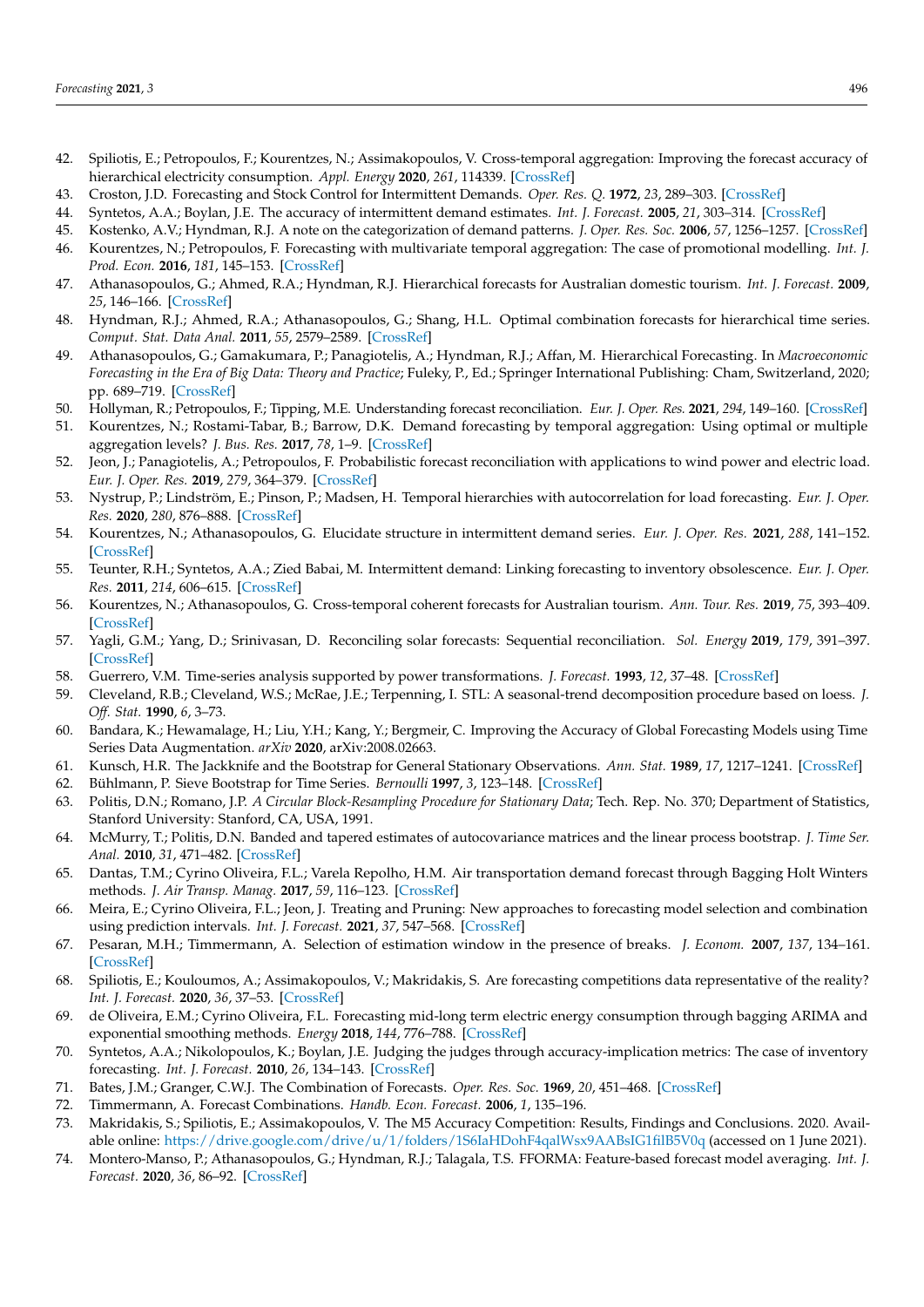42. Spiliotis, E.; Petropoulos, F.; Kourentzes, N.; Assimakopoulos, V. Cross-temporal aggregation: Improving the forecast accuracy of hierarchical electricity consumption. *Appl. Energy* **2020**, *261*, 114339. [CrossRef]
43. Croston, J.D. Forecasting and Stock Control for Intermittent Demands. *Oper. Res. Q.* **1972**, *23*, 289–303. [CrossRef]
44. Syntetos, A.A.; Boylan, J.E. The accuracy of intermittent demand estimates. *Int. J. Forecast.* **2005**, *21*, 303–314. [CrossRef]
45. Kostenko, A.V.; Hyndman, R.J. A note on the categorization of demand patterns. *J. Oper. Res. Soc.* **2006**, *57*, 1256–1257. [CrossRef]
46. Kourentzes, N.; Petropoulos, F. Forecasting with multivariate temporal aggregation: The case of promotional modelling. *Int. J. Prod. Econ.* **2016**, *181*, 145–153. [CrossRef]
47. Athanasopoulos, G.; Ahmed, R.A.; Hyndman, R.J. Hierarchical forecasts for Australian domestic tourism. *Int. J. Forecast.* **2009**, *25*, 146–166. [CrossRef]
48. Hyndman, R.J.; Ahmed, R.A.; Athanasopoulos, G.; Shang, H.L. Optimal combination forecasts for hierarchical time series. *Comput. Stat. Data Anal.* **2011**, *55*, 2579–2589. [CrossRef]
49. Athanasopoulos, G.; Gamakumara, P.; Panagiotelis, A.; Hyndman, R.J.; Affan, M. Hierarchical Forecasting. In *Macroeconomic Forecasting in the Era of Big Data: Theory and Practice*; Fuleky, P., Ed.; Springer International Publishing: Cham, Switzerland, 2020; pp. 689–719. [CrossRef]
50. Hollyman, R.; Petropoulos, F.; Tipping, M.E. Understanding forecast reconciliation. *Eur. J. Oper. Res.* **2021**, *294*, 149–160. [CrossRef]
51. Kourentzes, N.; Rostami-Tabar, B.; Barrow, D.K. Demand forecasting by temporal aggregation: Using optimal or multiple aggregation levels? *J. Bus. Res.* **2017**, *78*, 1–9. [CrossRef]
52. Jeon, J.; Panagiotelis, A.; Petropoulos, F. Probabilistic forecast reconciliation with applications to wind power and electric load. *Eur. J. Oper. Res.* **2019**, *279*, 364–379. [CrossRef]
53. Nystrup, P.; Lindström, E.; Pinson, P.; Madsen, H. Temporal hierarchies with autocorrelation for load forecasting. *Eur. J. Oper. Res.* **2020**, *280*, 876–888. [CrossRef]
54. Kourentzes, N.; Athanasopoulos, G. Elucidate structure in intermittent demand series. *Eur. J. Oper. Res.* **2021**, *288*, 141–152. [CrossRef]
55. Teunter, R.H.; Syntetos, A.A.; Zied Babai, M. Intermittent demand: Linking forecasting to inventory obsolescence. *Eur. J. Oper. Res.* **2011**, *214*, 606–615. [CrossRef]
56. Kourentzes, N.; Athanasopoulos, G. Cross-temporal coherent forecasts for Australian tourism. *Ann. Tour. Res.* **2019**, *75*, 393–409. [CrossRef]
57. Yagli, G.M.; Yang, D.; Srinivasan, D. Reconciling solar forecasts: Sequential reconciliation. *Sol. Energy* **2019**, *179*, 391–397. [CrossRef]
58. Guerrero, V.M. Time-series analysis supported by power transformations. *J. Forecast.* **1993**, *12*, 37–48. [CrossRef]
59. Cleveland, R.B.; Cleveland, W.S.; McRae, J.E.; Terpenning, I. STL: A seasonal-trend decomposition procedure based on loess. *J. Off. Stat.* **1990**, *6*, 3–73.
60. Bandara, K.; Hewamalage, H.; Liu, Y.H.; Kang, Y.; Bergmeir, C. Improving the Accuracy of Global Forecasting Models using Time Series Data Augmentation. *arXiv* **2020**, arXiv:2008.02663.
61. Kunsch, H.R. The Jackknife and the Bootstrap for General Stationary Observations. *Ann. Stat.* **1989**, *17*, 1217–1241. [CrossRef]
62. Bühlmann, P. Sieve Bootstrap for Time Series. *Bernoulli* **1997**, *3*, 123–148. [CrossRef]
63. Politis, D.N.; Romano, J.P. *A Circular Block-Resampling Procedure for Stationary Data*; Tech. Rep. No. 370; Department of Statistics, Stanford University: Stanford, CA, USA, 1991.
64. McMurry, T.; Politis, D.N. Banded and tapered estimates of autocovariance matrices and the linear process bootstrap. *J. Time Ser. Anal.* **2010**, *31*, 471–482. [CrossRef]
65. Dantas, T.M.; Cyrino Oliveira, F.L.; Varela Repolho, H.M. Air transportation demand forecast through Bagging Holt Winters methods. *J. Air Transp. Manag.* **2017**, *59*, 116–123. [CrossRef]
66. Meira, E.; Cyrino Oliveira, F.L.; Jeon, J. Treating and Pruning: New approaches to forecasting model selection and combination using prediction intervals. *Int. J. Forecast.* **2021**, *37*, 547–568. [CrossRef]
67. Pesaran, M.H.; Timmermann, A. Selection of estimation window in the presence of breaks. *J. Econom.* **2007**, *137*, 134–161. [CrossRef]
68. Spiliotis, E.; Kouloumos, A.; Assimakopoulos, V.; Makridakis, S. Are forecasting competitions data representative of the reality? *Int. J. Forecast.* **2020**, *36*, 37–53. [CrossRef]
69. de Oliveira, E.M.; Cyrino Oliveira, F.L. Forecasting mid-long term electric energy consumption through bagging ARIMA and exponential smoothing methods. *Energy* **2018**, *144*, 776–788. [CrossRef]
70. Syntetos, A.A.; Nikolopoulos, K.; Boylan, J.E. Judging the judges through accuracy-implication metrics: The case of inventory forecasting. *Int. J. Forecast.* **2010**, *26*, 134–143. [CrossRef]
71. Bates, J.M.; Granger, C.W.J. The Combination of Forecasts. *Oper. Res. Soc.* **1969**, *20*, 451–468. [CrossRef]
72. Timmermann, A. Forecast Combinations. *Handb. Econ. Forecast.* **2006**, *1*, 135–196.
73. Makridakis, S.; Spiliotis, E.; Assimakopoulos, V. The M5 Accuracy Competition: Results, Findings and Conclusions. 2020. Available online: https://drive.google.com/drive/u/1/folders/1S6IaHDohF4qalWsx9AABsIG1filB5V0q (accessed on 1 June 2021).
74. Montero-Manso, P.; Athanasopoulos, G.; Hyndman, R.J.; Talagala, T.S. FFORMA: Feature-based forecast model averaging. *Int. J. Forecast.* **2020**, *36*, 86–92. [CrossRef]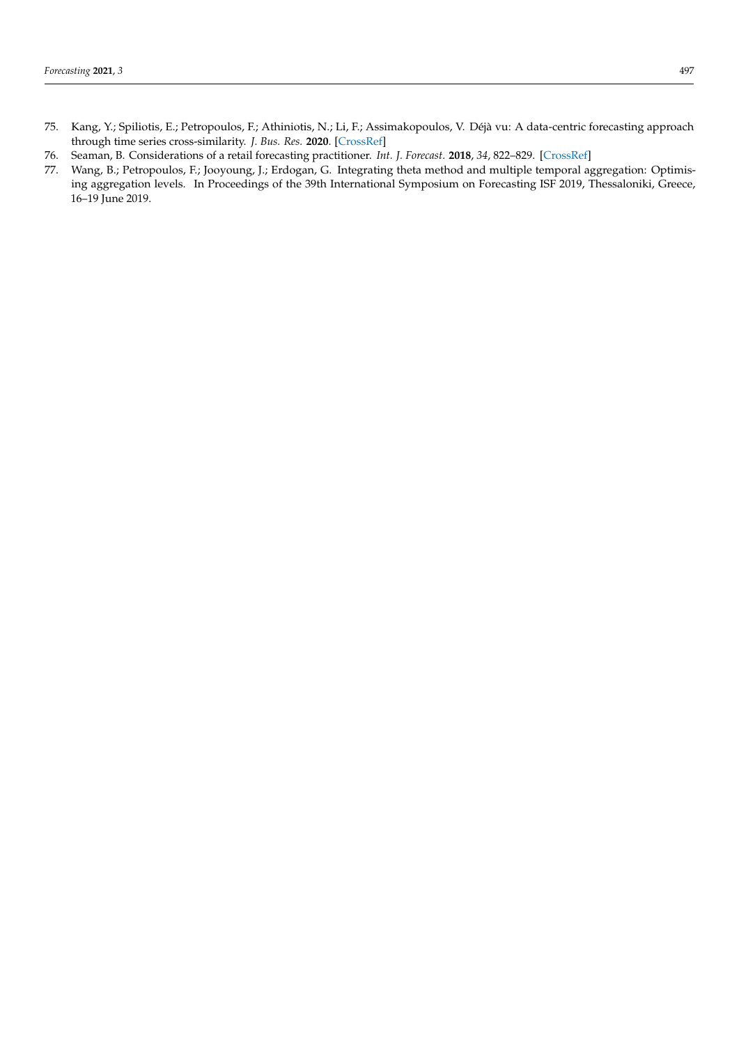75. Kang, Y.; Spiliotis, E.; Petropoulos, F.; Athiniotis, N.; Li, F.; Assimakopoulos, V. Déjà vu: A data-centric forecasting approach through time series cross-similarity. *J. Bus. Res.* **2020**. [CrossRef]
76. Seaman, B. Considerations of a retail forecasting practitioner. *Int. J. Forecast.* **2018**, *34*, 822–829. [CrossRef]
77. Wang, B.; Petropoulos, F.; Jooyoung, J.; Erdogan, G. Integrating theta method and multiple temporal aggregation: Optimising aggregation levels. In Proceedings of the 39th International Symposium on Forecasting ISF 2019, Thessaloniki, Greece, 16–19 June 2019.